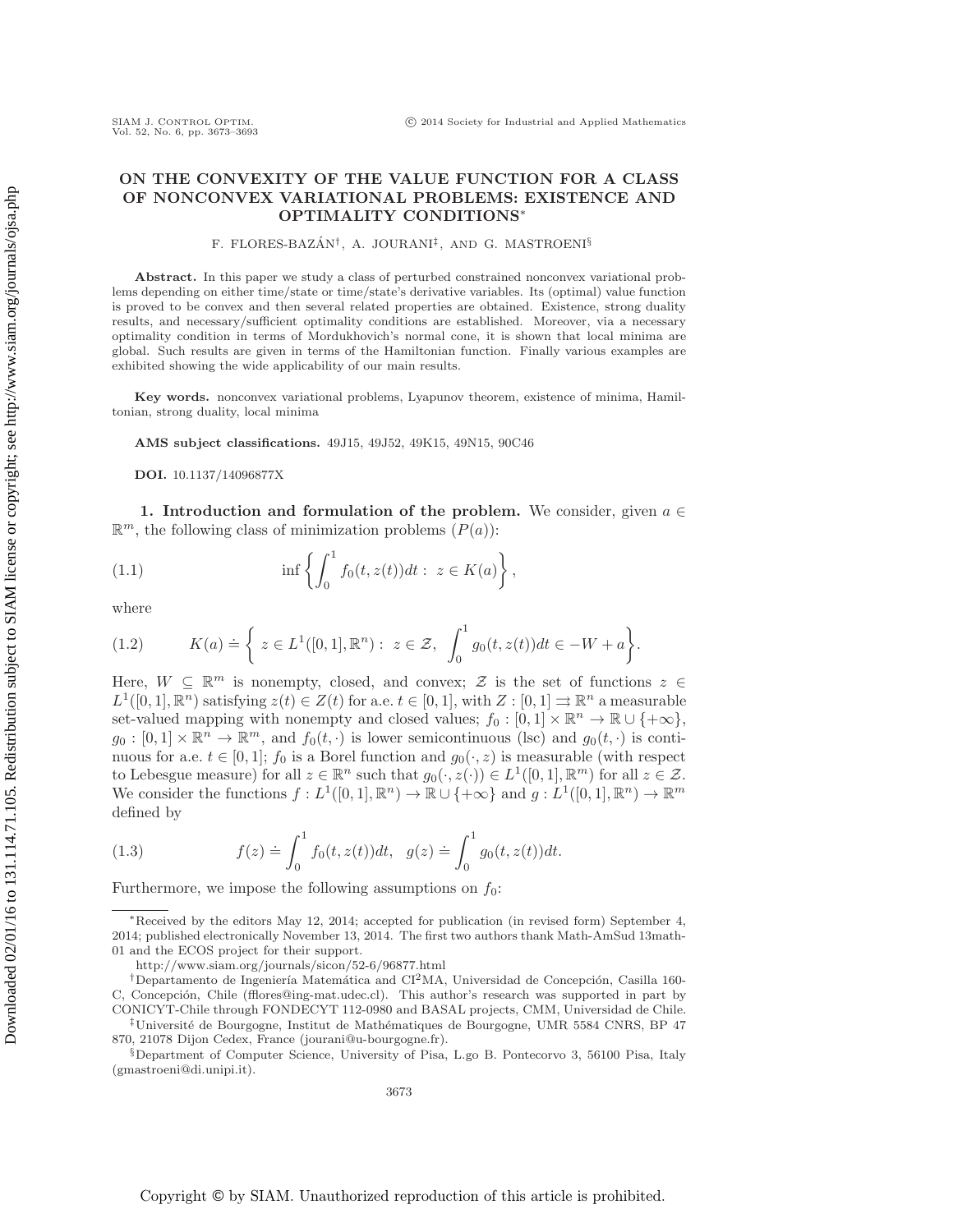# ON THE CONVEXITY OF THE VALUE FUNCTION FOR A CLASS OF NONCONVEX VARIATIONAL PROBLEMS: EXISTENCE AND OPTIMALITY CONDITIONS*

F. FLORES-BAZÁN[†], A. JOURANI[‡], AND G. MASTROENI[§]

**Abstract.** In this paper we study a class of perturbed constrained nonconvex variational problems depending on either time/state or time/state's derivative variables. Its (optimal) value function is proved to be convex and then several related properties are obtained. Existence, strong duality results, and necessary/sufficient optimality conditions are established. Moreover, via a necessary optimality condition in terms of Mordukhovich's normal cone, it is shown that local minima are global. Such results are given in terms of the Hamiltonian function. Finally various examples are exhibited showing the wide applicability of our main results.

**Key words.** nonconvex variational problems, Lyapunov theorem, existence of minima, Hamiltonian, strong duality, local minima

**AMS subject classifications.** 49J15, 49J52, 49K15, 49N15, 90C46

**DOI.** 10.1137/14096877X

## 1. Introduction and formulation of the problem.

We consider, given $a \in \mathbb{R}^m$, the following class of minimization problems $(P(a))$:

$$\inf \left\{ \int_0^1 f_0(t, z(t))dt : \; z \in K(a) \right\}, \tag{1.1}$$

where

$$K(a) \doteq \left\{ \; z \in L^1([0,1], \mathbb{R}^n) : \; z \in \mathcal{Z}, \; \int_0^1 g_0(t, z(t))dt \in -W + a \right\}. \tag{1.2}$$

Here, $W \subseteq \mathbb{R}^m$ is nonempty, closed, and convex; $\mathcal{Z}$ is the set of functions $z \in L^1([0,1], \mathbb{R}^n)$ satisfying $z(t) \in Z(t)$ for a.e. $t \in [0,1]$, with $Z : [0,1] \rightrightarrows \mathbb{R}^n$ a measurable set-valued mapping with nonempty and closed values; $f_0 : [0,1] \times \mathbb{R}^n \to \mathbb{R} \cup \{+\infty\}$, $g_0 : [0,1] \times \mathbb{R}^n \to \mathbb{R}^m$, and $f_0(t, \cdot)$ is lower semicontinuous (lsc) and $g_0(t, \cdot)$ is continuous for a.e. $t \in [0,1]$; $f_0$ is a Borel function and $g_0(\cdot, z)$ is measurable (with respect to Lebesgue measure) for all $z \in \mathbb{R}^n$ such that $g_0(\cdot, z(\cdot)) \in L^1([0,1], \mathbb{R}^m)$ for all $z \in \mathcal{Z}$. We consider the functions $f : L^1([0,1], \mathbb{R}^n) \to \mathbb{R} \cup \{+\infty\}$ and $g : L^1([0,1], \mathbb{R}^n) \to \mathbb{R}^m$ defined by

$$f(z) \doteq \int_0^1 f_0(t, z(t))dt, \quad g(z) \doteq \int_0^1 g_0(t, z(t))dt. \tag{1.3}$$

Furthermore, we impose the following assumptions on $f_0$:

---

*Received by the editors May 12, 2014; accepted for publication (in revised form) September 4, 2014; published electronically November 13, 2014. The first two authors thank Math-AmSud 13math-01 and the ECOS project for their support.

http://www.siam.org/journals/sicon/52-6/96877.html

[†]Departamento de Ingeniería Matemática and CI[2]MA, Universidad de Concepción, Casilla 160-C, Concepción, Chile (fflores@ing-mat.udec.cl). This author's research was supported in part by CONICYT-Chile through FONDECYT 112-0980 and BASAL projects, CMM, Universidad de Chile.

[‡]Université de Bourgogne, Institut de Mathématiques de Bourgogne, UMR 5584 CNRS, BP 47 870, 21078 Dijon Cedex, France (jourani@u-bourgogne.fr).

[§]Department of Computer Science, University of Pisa, L.go B. Pontecorvo 3, 56100 Pisa, Italy (gmastroeni@di.unipi.it).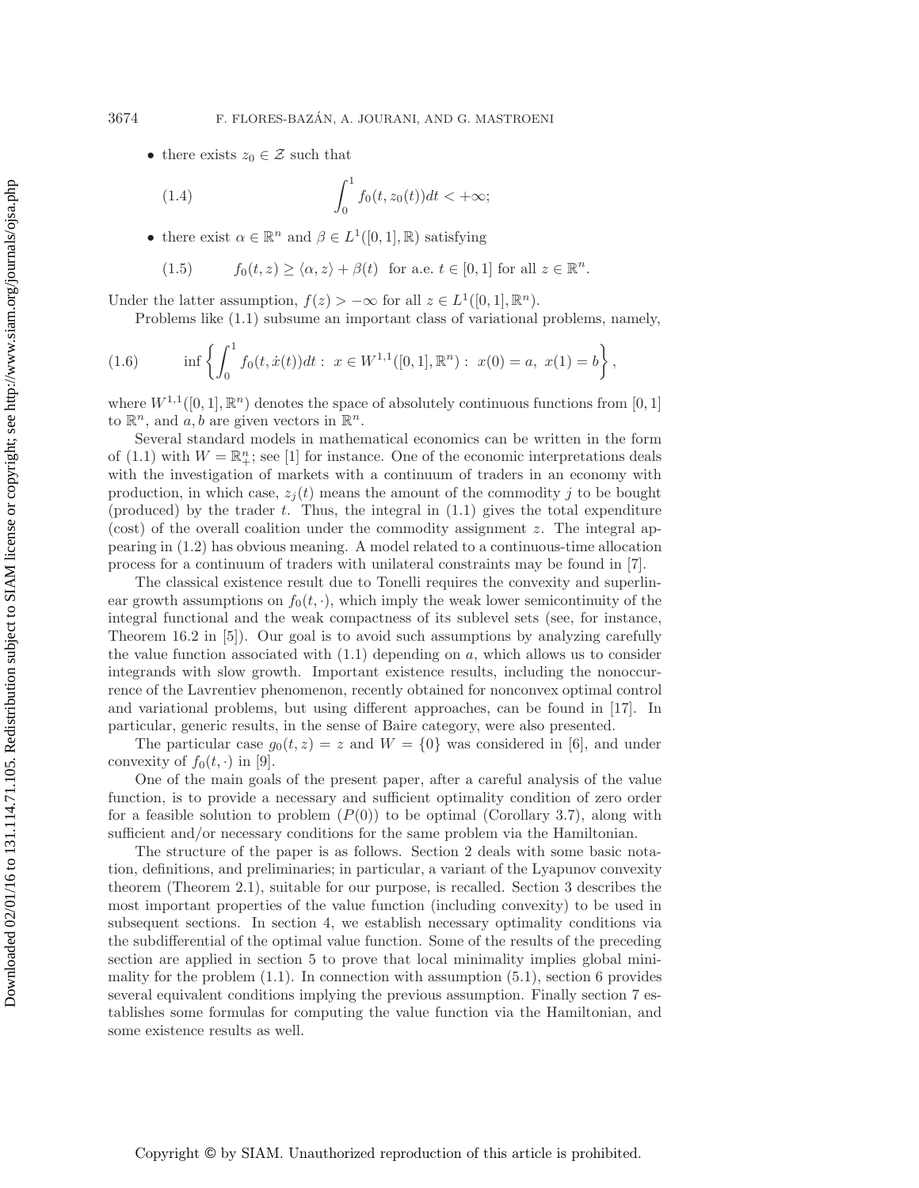- there exists $z_0 \in \mathcal{Z}$ such that

$$\int_0^1 f_0(t, z_0(t))dt < +\infty; \tag{1.4}$$

- there exist $\alpha \in \mathbb{R}^n$ and $\beta \in L^1([0,1], \mathbb{R})$ satisfying

$$f_0(t, z) \geq \langle \alpha, z \rangle + \beta(t) \text{ for a.e. } t \in [0,1] \text{ for all } z \in \mathbb{R}^n. \tag{1.5}$$

Under the latter assumption, $f(z) > -\infty$ for all $z \in L^1([0,1], \mathbb{R}^n)$.

Problems like (1.1) subsume an important class of variational problems, namely,

$$\inf \left\{ \int_0^1 f_0(t, \dot{x}(t))dt : \ x \in W^{1,1}([0,1], \mathbb{R}^n) : \ x(0) = a, \ x(1) = b \right\}, \tag{1.6}$$

where $W^{1,1}([0,1], \mathbb{R}^n)$ denotes the space of absolutely continuous functions from $[0,1]$ to $\mathbb{R}^n$, and $a, b$ are given vectors in $\mathbb{R}^n$.

Several standard models in mathematical economics can be written in the form of (1.1) with $W = \mathbb{R}^n_+$; see [1] for instance. One of the economic interpretations deals with the investigation of markets with a continuum of traders in an economy with production, in which case, $z_j(t)$ means the amount of the commodity $j$ to be bought (produced) by the trader $t$. Thus, the integral in (1.1) gives the total expenditure (cost) of the overall coalition under the commodity assignment $z$. The integral appearing in (1.2) has obvious meaning. A model related to a continuous-time allocation process for a continuum of traders with unilateral constraints may be found in [7].

The classical existence result due to Tonelli requires the convexity and superlinear growth assumptions on $f_0(t, \cdot)$, which imply the weak lower semicontinuity of the integral functional and the weak compactness of its sublevel sets (see, for instance, Theorem 16.2 in [5]). Our goal is to avoid such assumptions by analyzing carefully the value function associated with (1.1) depending on $a$, which allows us to consider integrands with slow growth. Important existence results, including the nonoccurrence of the Lavrentiev phenomenon, recently obtained for nonconvex optimal control and variational problems, but using different approaches, can be found in [17]. In particular, generic results, in the sense of Baire category, were also presented.

The particular case $g_0(t, z) = z$ and $W = \{0\}$ was considered in [6], and under convexity of $f_0(t, \cdot)$ in [9].

One of the main goals of the present paper, after a careful analysis of the value function, is to provide a necessary and sufficient optimality condition of zero order for a feasible solution to problem $(P(0))$ to be optimal (Corollary 3.7), along with sufficient and/or necessary conditions for the same problem via the Hamiltonian.

The structure of the paper is as follows. Section 2 deals with some basic notation, definitions, and preliminaries; in particular, a variant of the Lyapunov convexity theorem (Theorem 2.1), suitable for our purpose, is recalled. Section 3 describes the most important properties of the value function (including convexity) to be used in subsequent sections. In section 4, we establish necessary optimality conditions via the subdifferential of the optimal value function. Some of the results of the preceding section are applied in section 5 to prove that local minimality implies global minimality for the problem (1.1). In connection with assumption (5.1), section 6 provides several equivalent conditions implying the previous assumption. Finally section 7 establishes some formulas for computing the value function via the Hamiltonian, and some existence results as well.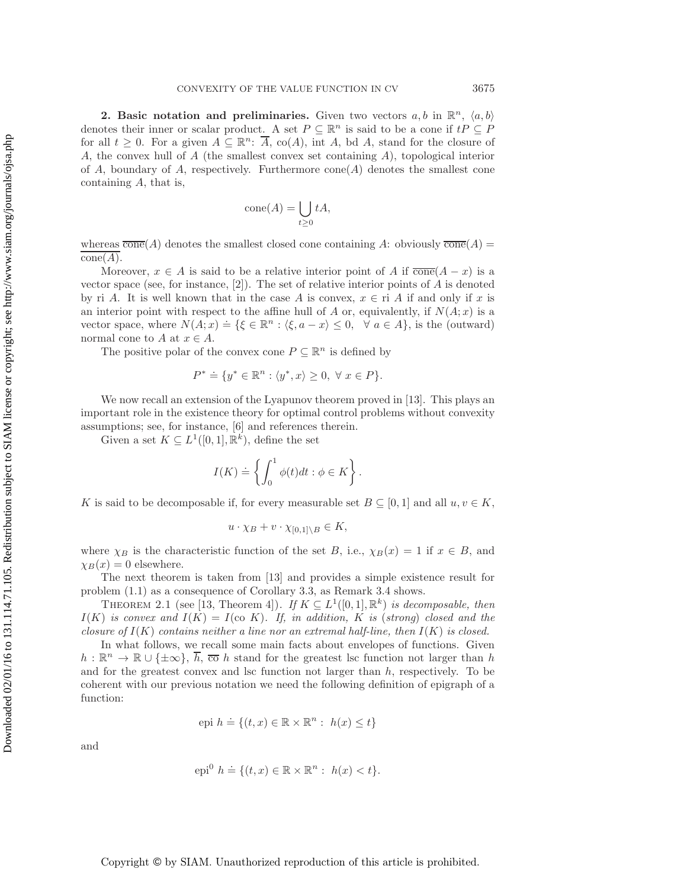**2. Basic notation and preliminaries.** Given two vectors $a, b$ in $\mathbb{R}^n$, $\langle a, b\rangle$ denotes their inner or scalar product. A set $P \subseteq \mathbb{R}^n$ is said to be a cone if $tP \subseteq P$ for all $t \geq 0$. For a given $A \subseteq \mathbb{R}^n$: $\overline{A}$, co$(A)$, int $A$, bd $A$, stand for the closure of $A$, the convex hull of $A$ (the smallest convex set containing $A$), topological interior of $A$, boundary of $A$, respectively. Furthermore cone$(A)$ denotes the smallest cone containing $A$, that is,

$$\text{cone}(A) = \bigcup_{t\geq 0} tA,$$

whereas $\overline{\text{cone}}(A)$ denotes the smallest closed cone containing $A$: obviously $\overline{\text{cone}}(A) = \overline{\text{cone}(A)}$.

Moreover, $x \in A$ is said to be a relative interior point of $A$ if $\overline{\text{cone}}(A - x)$ is a vector space (see, for instance, [2]). The set of relative interior points of $A$ is denoted by ri $A$. It is well known that in the case $A$ is convex, $x \in$ ri $A$ if and only if $x$ is an interior point with respect to the affine hull of $A$ or, equivalently, if $N(A; x)$ is a vector space, where $N(A; x) \doteq \{\xi \in \mathbb{R}^n : \langle \xi, a - x\rangle \leq 0, \ \ \forall\, a \in A\}$, is the (outward) normal cone to $A$ at $x \in A$.

The positive polar of the convex cone $P \subseteq \mathbb{R}^n$ is defined by

$$P^* \doteq \{y^* \in \mathbb{R}^n : \langle y^*, x\rangle \geq 0, \ \forall\, x \in P\}.$$

We now recall an extension of the Lyapunov theorem proved in [13]. This plays an important role in the existence theory for optimal control problems without convexity assumptions; see, for instance, [6] and references therein.

Given a set $K \subseteq L^1([0, 1], \mathbb{R}^k)$, define the set

$$I(K) \doteq \left\{ \int_0^1 \phi(t)dt : \phi \in K \right\}.$$

$K$ is said to be decomposable if, for every measurable set $B \subseteq [0, 1]$ and all $u, v \in K$,

$$u \cdot \chi_B + v \cdot \chi_{[0,1]\setminus B} \in K,$$

where $\chi_B$ is the characteristic function of the set $B$, i.e., $\chi_B(x) = 1$ if $x \in B$, and $\chi_B(x) = 0$ elsewhere.

The next theorem is taken from [13] and provides a simple existence result for problem (1.1) as a consequence of Corollary 3.3, as Remark 3.4 shows.

THEOREM 2.1 (see [13, Theorem 4]). *If $K \subseteq L^1([0, 1], \mathbb{R}^k)$ is decomposable, then $I(K)$ is convex and $I(K) = I(\text{co } K)$. If, in addition, $K$ is (strong) closed and the closure of $I(K)$ contains neither a line nor an extremal half-line, then $I(K)$ is closed.*

In what follows, we recall some main facts about envelopes of functions. Given $h : \mathbb{R}^n \to \mathbb{R} \cup \{\pm\infty\}$, $\overline{h}$, $\overline{\text{co}}\ h$ stand for the greatest lsc function not larger than $h$ and for the greatest convex and lsc function not larger than $h$, respectively. To be coherent with our previous notation we need the following definition of epigraph of a function:

$$\text{epi } h \doteq \{(t, x) \in \mathbb{R} \times \mathbb{R}^n : \ h(x) \leq t\}$$

and

$$\text{epi}^0\ h \doteq \{(t, x) \in \mathbb{R} \times \mathbb{R}^n : \ h(x) < t\}.$$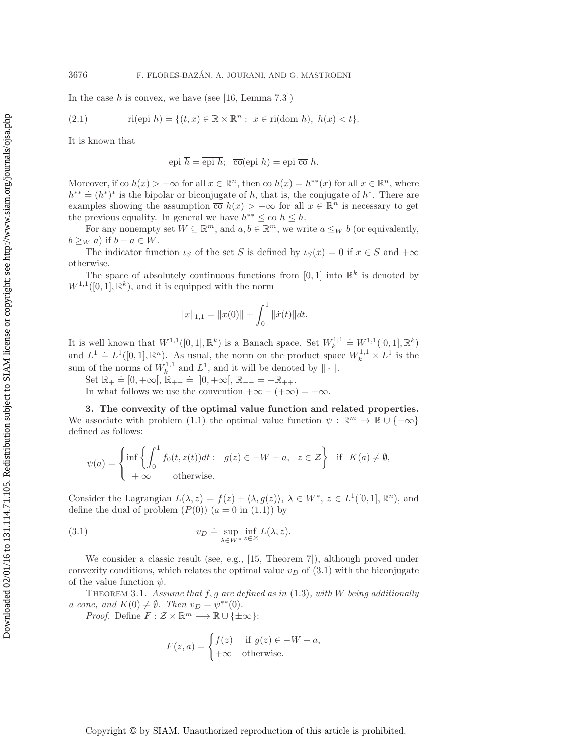In the case $h$ is convex, we have (see [16, Lemma 7.3])

$$\text{ri}(\text{epi } h) = \{(t, x) \in \mathbb{R} \times \mathbb{R}^n : \ x \in \text{ri}(\text{dom } h), \ h(x) < t\}. \tag{2.1}$$

It is known that

$$\text{epi } \overline{h} = \overline{\text{epi } h}; \quad \overline{\text{co}}(\text{epi } h) = \text{epi } \overline{\text{co}} \ h.$$

Moreover, if $\overline{\text{co}} \ h(x) > -\infty$ for all $x \in \mathbb{R}^n$, then $\overline{\text{co}} \ h(x) = h^{**}(x)$ for all $x \in \mathbb{R}^n$, where $h^{**} \doteq (h^*)^*$ is the bipolar or biconjugate of $h$, that is, the conjugate of $h^*$. There are examples showing the assumption $\overline{\text{co}} \ h(x) > -\infty$ for all $x \in \mathbb{R}^n$ is necessary to get the previous equality. In general we have $h^{**} \leq \overline{\text{co}} \ h \leq h$.

For any nonempty set $W \subseteq \mathbb{R}^m$, and $a, b \in \mathbb{R}^m$, we write $a \leq_W b$ (or equivalently, $b \geq_W a$) if $b - a \in W$.

The indicator function $\iota_S$ of the set $S$ is defined by $\iota_S(x) = 0$ if $x \in S$ and $+\infty$ otherwise.

The space of absolutely continuous functions from $[0, 1]$ into $\mathbb{R}^k$ is denoted by $W^{1,1}([0, 1], \mathbb{R}^k)$, and it is equipped with the norm

$$\|x\|_{1,1} = \|x(0)\| + \int_0^1 \|\dot{x}(t)\| dt.$$

It is well known that $W^{1,1}([0, 1], \mathbb{R}^k)$ is a Banach space. Set $W_k^{1,1} \doteq W^{1,1}([0, 1], \mathbb{R}^k)$ and $L^1 \doteq L^1([0, 1], \mathbb{R}^n)$. As usual, the norm on the product space $W_k^{1,1} \times L^1$ is the sum of the norms of $W_k^{1,1}$ and $L^1$, and it will be denoted by $\| \cdot \|$.

Set $\mathbb{R}_+ \doteq [0, +\infty[$, $\mathbb{R}_{++} \doteq \ ]0, +\infty[$, $\mathbb{R}_{--} = -\mathbb{R}_{++}$.

In what follows we use the convention $+\infty - (+\infty) = +\infty$.

## 3. The convexity of the optimal value function and related properties.

We associate with problem (1.1) the optimal value function $\psi : \mathbb{R}^m \to \mathbb{R} \cup \{\pm\infty\}$ defined as follows:

$$\psi(a) = \begin{cases} \inf \left\{ \displaystyle\int_0^1 f_0(t, z(t)) dt : \ \ g(z) \in -W + a, \ \ z \in \mathcal{Z} \right\} & \text{if } \ K(a) \neq \emptyset, \\ +\infty \qquad \text{otherwise.} \end{cases}$$

Consider the Lagrangian $L(\lambda, z) = f(z) + \langle \lambda, g(z) \rangle$, $\lambda \in W^*$, $z \in L^1([0, 1], \mathbb{R}^n)$, and define the dual of problem $(P(0))$ ($a = 0$ in (1.1)) by

$$v_D \doteq \sup_{\lambda \in W^*} \inf_{z \in \mathcal{Z}} L(\lambda, z). \tag{3.1}$$

We consider a classic result (see, e.g., [15, Theorem 7]), although proved under convexity conditions, which relates the optimal value $v_D$ of (3.1) with the biconjugate of the value function $\psi$.

THEOREM 3.1. *Assume that $f, g$ are defined as in* (1.3)*, with $W$ being additionally a cone, and $K(0) \neq \emptyset$. Then $v_D = \psi^{**}(0)$.*

*Proof.* Define $F : \mathcal{Z} \times \mathbb{R}^m \longrightarrow \mathbb{R} \cup \{\pm\infty\}$:

$$F(z, a) = \begin{cases} f(z) & \text{if } g(z) \in -W + a, \\ +\infty & \text{otherwise.} \end{cases}$$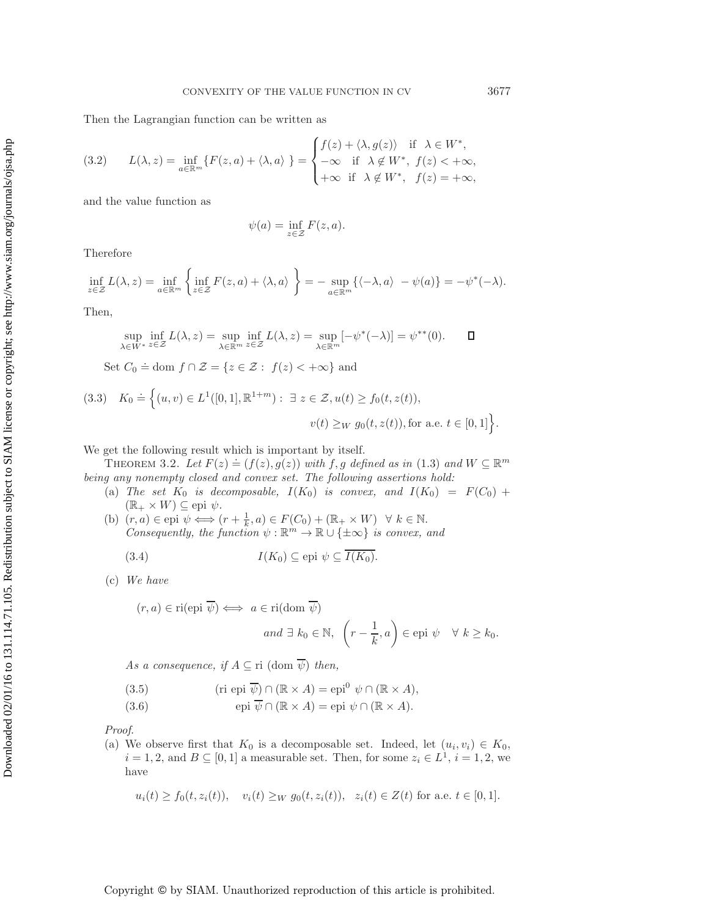Then the Lagrangian function can be written as

$$L(\lambda, z) = \inf_{a\in\mathbb{R}^m} \{F(z,a) + \langle \lambda, a\rangle \} = \begin{cases} f(z) + \langle \lambda, g(z)\rangle & \text{if } \lambda \in W^*, \\ -\infty & \text{if } \lambda \notin W^*,\ f(z) < +\infty, \\ +\infty & \text{if } \lambda \notin W^*,\ f(z) = +\infty, \end{cases} \tag{3.2}$$

and the value function as

$$\psi(a) = \inf_{z\in\mathcal{Z}} F(z,a).$$

Therefore

$$\inf_{z\in\mathcal{Z}} L(\lambda, z) = \inf_{a\in\mathbb{R}^m} \left\{ \inf_{z\in\mathcal{Z}} F(z,a) + \langle \lambda, a\rangle \right\} = -\sup_{a\in\mathbb{R}^m} \{\langle -\lambda, a\rangle - \psi(a)\} = -\psi^*(-\lambda).$$

Then,

$$\sup_{\lambda\in W^*} \inf_{z\in\mathcal{Z}} L(\lambda, z) = \sup_{\lambda\in\mathbb{R}^m} \inf_{z\in\mathcal{Z}} L(\lambda, z) = \sup_{\lambda\in\mathbb{R}^m} [-\psi^*(-\lambda)] = \psi^{**}(0). \qquad \square$$

Set $C_0 \doteq \text{dom } f \cap \mathcal{Z} = \{z \in \mathcal{Z} :\ f(z) < +\infty\}$ and

$$K_0 \doteq \Big\{(u,v) \in L^1([0,1], \mathbb{R}^{1+m}) :\ \exists\ z \in \mathcal{Z}, u(t) \geq f_0(t, z(t)),$$
$$v(t) \geq_W g_0(t, z(t)), \text{for a.e. } t \in [0,1]\Big\}. \tag{3.3}$$

We get the following result which is important by itself.

THEOREM 3.2. *Let $F(z) \doteq (f(z), g(z))$ with $f, g$ defined as in* (1.3) *and $W \subseteq \mathbb{R}^m$ being any nonempty closed and convex set. The following assertions hold:*

(a) *The set $K_0$ is decomposable, $I(K_0)$ is convex, and $I(K_0) = F(C_0) + (\mathbb{R}_+ \times W) \subseteq \text{epi } \psi$.*

(b) *$(r,a) \in \text{epi } \psi \Longleftrightarrow (r + \frac{1}{k}, a) \in F(C_0) + (\mathbb{R}_+ \times W) \ \ \forall\ k \in \mathbb{N}$.*
*Consequently, the function $\psi : \mathbb{R}^m \to \mathbb{R} \cup \{\pm\infty\}$ is convex, and*

$$I(K_0) \subseteq \text{epi } \psi \subseteq \overline{I(K_0)}. \tag{3.4}$$

(c) *We have*

$$(r,a) \in \text{ri}(\text{epi } \overline{\psi}) \Longleftrightarrow\ a \in \text{ri}(\text{dom } \overline{\psi})$$
$$\text{and } \exists\ k_0 \in \mathbb{N},\ \left(r - \frac{1}{k}, a\right) \in \text{epi } \psi \quad \forall\ k \geq k_0.$$

*As a consequence, if $A \subseteq \text{ri (dom } \overline{\psi})$ then,*

$$(\text{ri epi } \overline{\psi}) \cap (\mathbb{R} \times A) = \text{epi}^0\ \psi \cap (\mathbb{R} \times A), \tag{3.5}$$

$$\text{epi } \overline{\psi} \cap (\mathbb{R} \times A) = \text{epi } \psi \cap (\mathbb{R} \times A). \tag{3.6}$$

*Proof.*

(a) We observe first that $K_0$ is a decomposable set. Indeed, let $(u_i, v_i) \in K_0$, $i = 1,2$, and $B \subseteq [0,1]$ a measurable set. Then, for some $z_i \in L^1$, $i = 1,2$, we have

$$u_i(t) \geq f_0(t, z_i(t)), \quad v_i(t) \geq_W g_0(t, z_i(t)), \quad z_i(t) \in Z(t) \text{ for a.e. } t \in [0,1].$$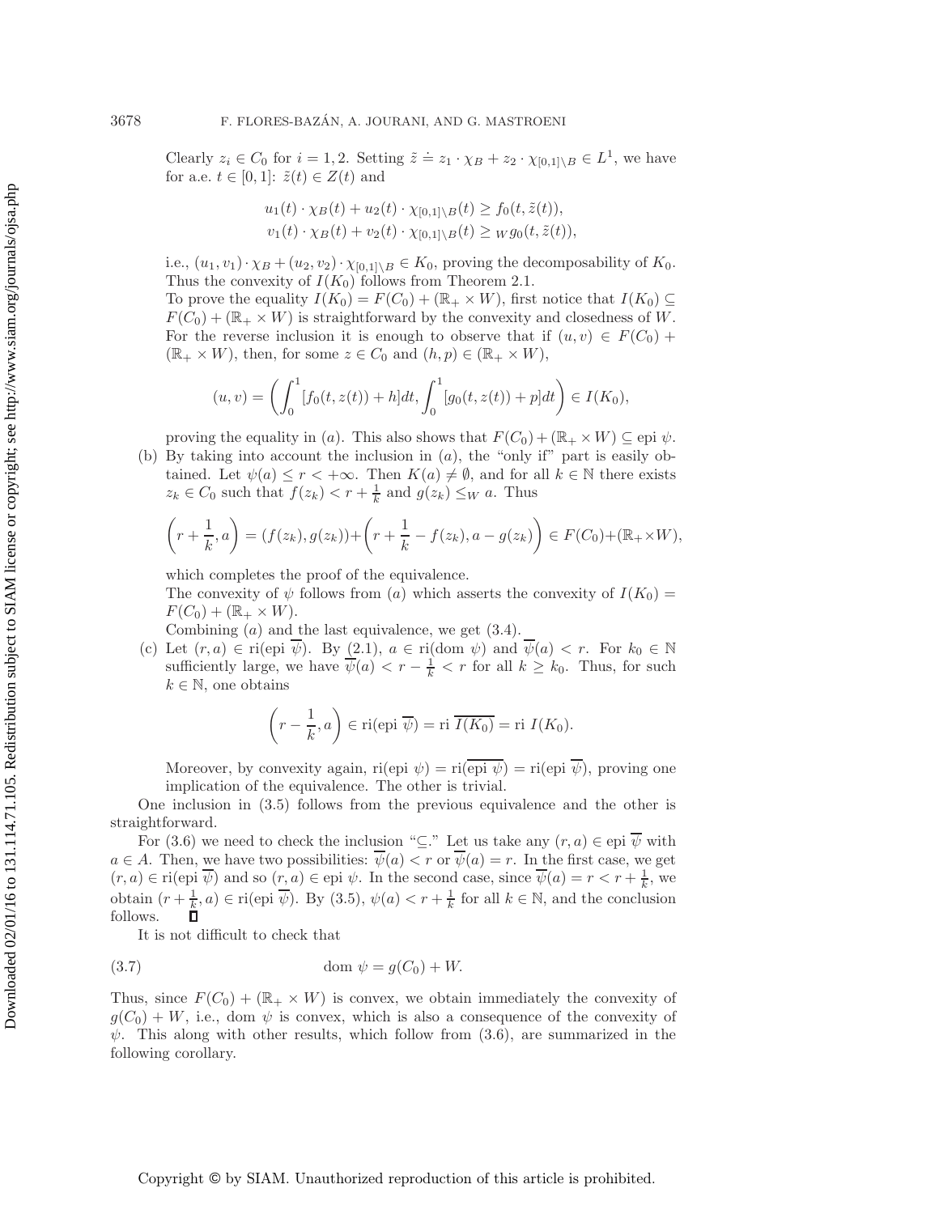Clearly $z_i \in C_0$ for $i = 1, 2$. Setting $\tilde{z} \doteq z_1 \cdot \chi_B + z_2 \cdot \chi_{[0,1]\setminus B} \in L^1$, we have for a.e. $t \in [0, 1]$: $\tilde{z}(t) \in Z(t)$ and

$$u_1(t) \cdot \chi_B(t) + u_2(t) \cdot \chi_{[0,1]\setminus B}(t) \geq f_0(t, \tilde{z}(t)),$$
$$v_1(t) \cdot \chi_B(t) + v_2(t) \cdot \chi_{[0,1]\setminus B}(t) \geq_W g_0(t, \tilde{z}(t)),$$

i.e., $(u_1, v_1) \cdot \chi_B + (u_2, v_2) \cdot \chi_{[0,1]\setminus B} \in K_0$, proving the decomposability of $K_0$. Thus the convexity of $I(K_0)$ follows from Theorem 2.1.

To prove the equality $I(K_0) = F(C_0) + (\mathbb{R}_+ \times W)$, first notice that $I(K_0) \subseteq F(C_0) + (\mathbb{R}_+ \times W)$ is straightforward by the convexity and closedness of $W$. For the reverse inclusion it is enough to observe that if $(u, v) \in F(C_0) + (\mathbb{R}_+ \times W)$, then, for some $z \in C_0$ and $(h, p) \in (\mathbb{R}_+ \times W)$,

$$(u, v) = \left( \int_0^1 [f_0(t, z(t)) + h]dt, \int_0^1 [g_0(t, z(t)) + p]dt \right) \in I(K_0),$$

proving the equality in $(a)$. This also shows that $F(C_0) + (\mathbb{R}_+ \times W) \subseteq \text{epi } \psi$.

(b) By taking into account the inclusion in $(a)$, the "only if" part is easily obtained. Let $\psi(a) \leq r < +\infty$. Then $K(a) \neq \emptyset$, and for all $k \in \mathbb{N}$ there exists $z_k \in C_0$ such that $f(z_k) < r + \frac{1}{k}$ and $g(z_k) \leq_W a$. Thus

$$\left( r + \frac{1}{k}, a \right) = (f(z_k), g(z_k)) + \left( r + \frac{1}{k} - f(z_k), a - g(z_k) \right) \in F(C_0) + (\mathbb{R}_+ \times W),$$

which completes the proof of the equivalence.

The convexity of $\psi$ follows from $(a)$ which asserts the convexity of $I(K_0) = F(C_0) + (\mathbb{R}_+ \times W)$.

Combining $(a)$ and the last equivalence, we get (3.4).

(c) Let $(r, a) \in \text{ri}(\text{epi } \overline{\psi})$. By (2.1), $a \in \text{ri}(\text{dom } \psi)$ and $\overline{\psi}(a) < r$. For $k_0 \in \mathbb{N}$ sufficiently large, we have $\overline{\psi}(a) < r - \frac{1}{k} < r$ for all $k \geq k_0$. Thus, for such $k \in \mathbb{N}$, one obtains

$$\left( r - \frac{1}{k}, a \right) \in \text{ri}(\text{epi } \overline{\psi}) = \text{ri } \overline{I(K_0)} = \text{ri } I(K_0).$$

Moreover, by convexity again, $\text{ri}(\text{epi } \psi) = \text{ri}(\overline{\text{epi } \psi}) = \text{ri}(\text{epi } \overline{\psi})$, proving one implication of the equivalence. The other is trivial.

One inclusion in (3.5) follows from the previous equivalence and the other is straightforward.

For (3.6) we need to check the inclusion "$\subseteq$." Let us take any $(r, a) \in \text{epi } \overline{\psi}$ with $a \in A$. Then, we have two possibilities: $\overline{\psi}(a) < r$ or $\overline{\psi}(a) = r$. In the first case, we get $(r, a) \in \text{ri}(\text{epi } \overline{\psi})$ and so $(r, a) \in \text{epi } \psi$. In the second case, since $\overline{\psi}(a) = r < r + \frac{1}{k}$, we obtain $(r + \frac{1}{k}, a) \in \text{ri}(\text{epi } \overline{\psi})$. By (3.5), $\psi(a) < r + \frac{1}{k}$ for all $k \in \mathbb{N}$, and the conclusion follows. $\square$

It is not difficult to check that

$$\text{dom } \psi = g(C_0) + W. \tag{3.7}$$

Thus, since $F(C_0) + (\mathbb{R}_+ \times W)$ is convex, we obtain immediately the convexity of $g(C_0) + W$, i.e., $\text{dom } \psi$ is convex, which is also a consequence of the convexity of $\psi$. This along with other results, which follow from (3.6), are summarized in the following corollary.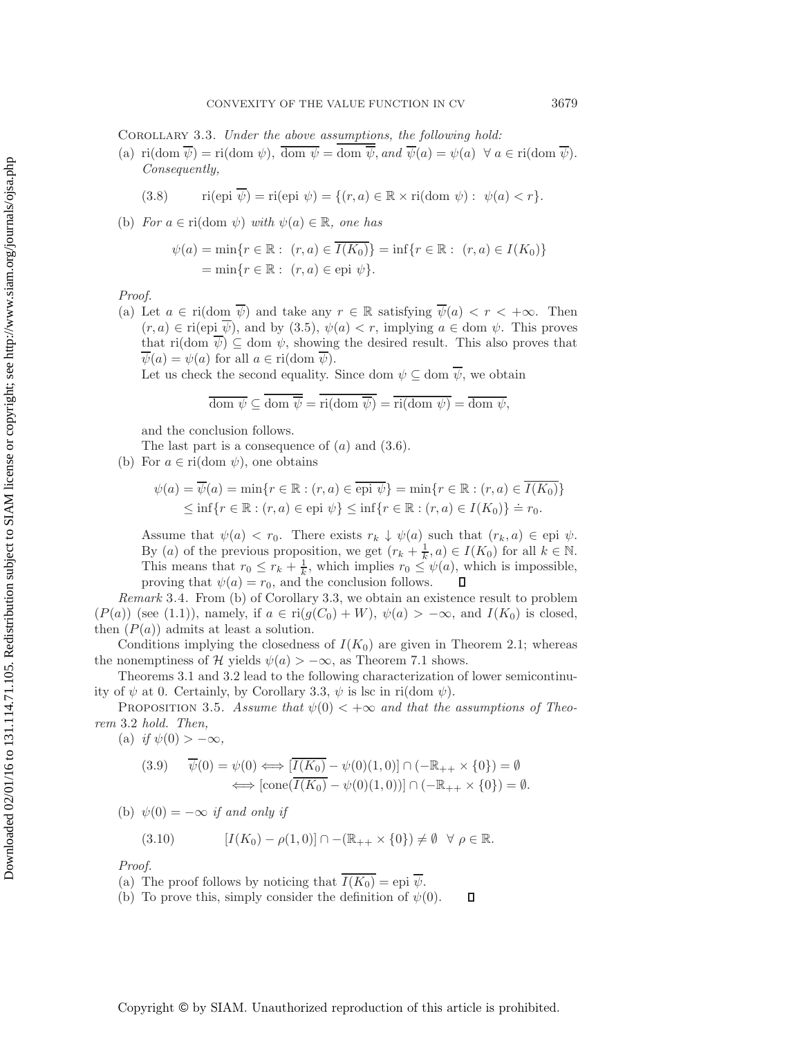COROLLARY 3.3. *Under the above assumptions, the following hold:*

(a) $\mathrm{ri}(\mathrm{dom}\ \overline{\psi}) = \mathrm{ri}(\mathrm{dom}\ \psi)$, $\overline{\mathrm{dom}\ \psi} = \overline{\mathrm{dom}\ \overline{\psi}}$, *and* $\overline{\psi}(a) = \psi(a)\ \ \forall\, a \in \mathrm{ri}(\mathrm{dom}\ \overline{\psi})$. *Consequently,*

$$\text{(3.8)} \qquad \mathrm{ri}(\mathrm{epi}\ \overline{\psi}) = \mathrm{ri}(\mathrm{epi}\ \psi) = \{(r, a) \in \mathbb{R} \times \mathrm{ri}(\mathrm{dom}\ \psi) :\ \psi(a) < r\}.$$

(b) *For* $a \in \mathrm{ri}(\mathrm{dom}\ \psi)$ *with* $\psi(a) \in \mathbb{R}$*, one has*

$$\psi(a) = \min\{r \in \mathbb{R} :\ (r, a) \in \overline{I(K_0)}\} = \inf\{r \in \mathbb{R} :\ (r, a) \in I(K_0)\}$$
$$= \min\{r \in \mathbb{R} :\ (r, a) \in \mathrm{epi}\ \psi\}.$$

*Proof.*

(a) Let $a \in \mathrm{ri}(\mathrm{dom}\ \overline{\psi})$ and take any $r \in \mathbb{R}$ satisfying $\overline{\psi}(a) < r < +\infty$. Then $(r, a) \in \mathrm{ri}(\mathrm{epi}\ \overline{\psi})$, and by (3.5), $\psi(a) < r$, implying $a \in \mathrm{dom}\ \psi$. This proves that $\mathrm{ri}(\mathrm{dom}\ \overline{\psi}) \subseteq \mathrm{dom}\ \psi$, showing the desired result. This also proves that $\overline{\psi}(a) = \psi(a)$ for all $a \in \mathrm{ri}(\mathrm{dom}\ \overline{\psi})$.

Let us check the second equality. Since $\mathrm{dom}\ \psi \subseteq \mathrm{dom}\ \overline{\psi}$, we obtain

$$\overline{\mathrm{dom}\ \psi} \subseteq \overline{\mathrm{dom}\ \overline{\psi}} = \overline{\mathrm{ri}(\mathrm{dom}\ \overline{\psi})} = \overline{\mathrm{ri}(\mathrm{dom}\ \psi)} = \overline{\mathrm{dom}\ \psi},$$

and the conclusion follows.

The last part is a consequence of $(a)$ and (3.6).

(b) For $a \in \mathrm{ri}(\mathrm{dom}\ \psi)$, one obtains

$$\psi(a) = \overline{\psi}(a) = \min\{r \in \mathbb{R} : (r, a) \in \overline{\mathrm{epi}\ \psi}\} = \min\{r \in \mathbb{R} : (r, a) \in \overline{I(K_0)}\}$$
$$\leq \inf\{r \in \mathbb{R} : (r, a) \in \mathrm{epi}\ \psi\} \leq \inf\{r \in \mathbb{R} : (r, a) \in I(K_0)\} \doteq r_0.$$

Assume that $\psi(a) < r_0$. There exists $r_k \downarrow \psi(a)$ such that $(r_k, a) \in \mathrm{epi}\ \psi$. By $(a)$ of the previous proposition, we get $(r_k + \frac{1}{k}, a) \in I(K_0)$ for all $k \in \mathbb{N}$. This means that $r_0 \leq r_k + \frac{1}{k}$, which implies $r_0 \leq \psi(a)$, which is impossible, proving that $\psi(a) = r_0$, and the conclusion follows. $\square$

*Remark* 3.4. From (b) of Corollary 3.3, we obtain an existence result to problem $(P(a))$ (see (1.1)), namely, if $a \in \mathrm{ri}(g(C_0) + W)$, $\psi(a) > -\infty$, and $I(K_0)$ is closed, then $(P(a))$ admits at least a solution.

Conditions implying the closedness of $I(K_0)$ are given in Theorem 2.1; whereas the nonemptiness of $\mathcal{H}$ yields $\psi(a) > -\infty$, as Theorem 7.1 shows.

Theorems 3.1 and 3.2 lead to the following characterization of lower semicontinuity of $\psi$ at 0. Certainly, by Corollary 3.3, $\psi$ is lsc in $\mathrm{ri}(\mathrm{dom}\ \psi)$.

PROPOSITION 3.5. *Assume that* $\psi(0) < +\infty$ *and that the assumptions of Theorem* 3.2 *hold. Then,*

(a) *if* $\psi(0) > -\infty$,

$$\text{(3.9)} \qquad \overline{\psi}(0) = \psi(0) \Longleftrightarrow [\overline{I(K_0)} - \psi(0)(1, 0)] \cap (-\mathbb{R}_{++} \times \{0\}) = \emptyset$$
$$\Longleftrightarrow [\mathrm{cone}(\overline{I(K_0)} - \psi(0)(1, 0))] \cap (-\mathbb{R}_{++} \times \{0\}) = \emptyset.$$

(b) $\psi(0) = -\infty$ *if and only if*

$$\text{(3.10)} \qquad [I(K_0) - \rho(1, 0)] \cap -(\mathbb{R}_{++} \times \{0\}) \neq \emptyset \ \ \forall\, \rho \in \mathbb{R}.$$

*Proof.*

(a) The proof follows by noticing that $\overline{I(K_0)} = \mathrm{epi}\ \overline{\psi}$.

(b) To prove this, simply consider the definition of $\psi(0)$. $\square$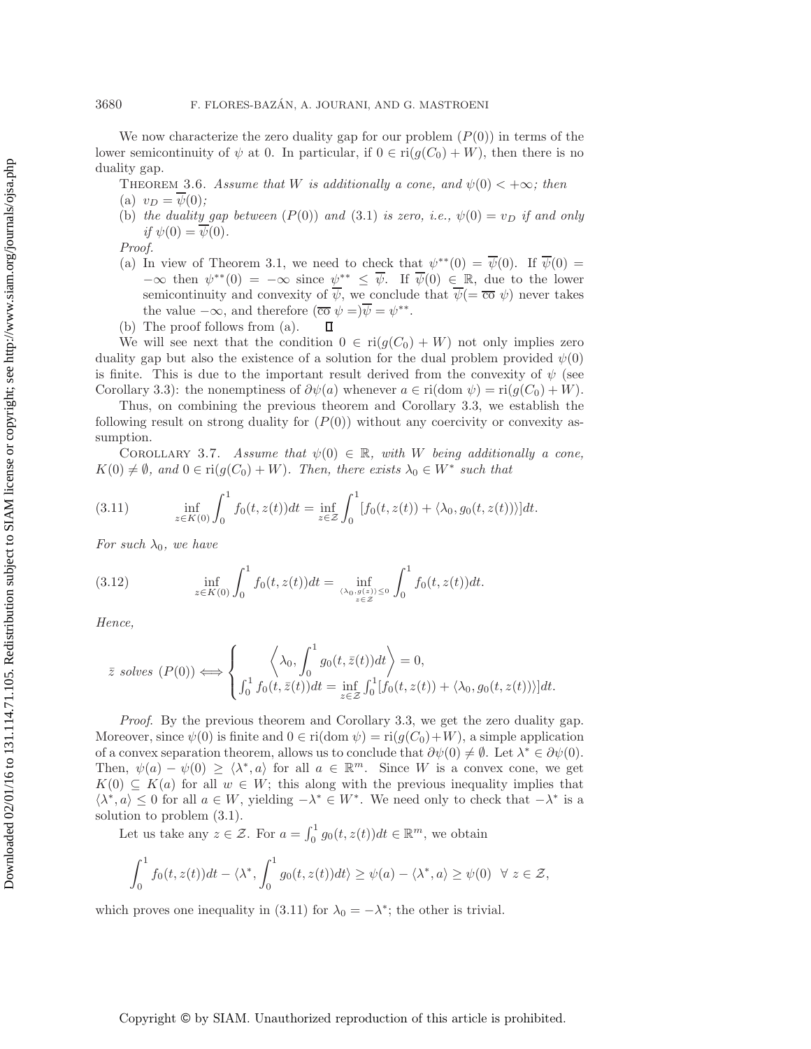We now characterize the zero duality gap for our problem $(P(0))$ in terms of the lower semicontinuity of $\psi$ at 0. In particular, if $0 \in \mathrm{ri}(g(C_0) + W)$, then there is no duality gap.

THEOREM 3.6. *Assume that $W$ is additionally a cone, and $\psi(0) < +\infty$; then*

(a) $v_D = \overline{\psi}(0)$*;*

(b) *the duality gap between $(P(0))$ and (3.1) is zero, i.e., $\psi(0) = v_D$ if and only if $\psi(0) = \overline{\psi}(0)$.*

*Proof.*

(a) In view of Theorem 3.1, we need to check that $\psi^{**}(0) = \overline{\psi}(0)$. If $\overline{\psi}(0) = -\infty$ then $\psi^{**}(0) = -\infty$ since $\psi^{**} \leq \overline{\psi}$. If $\overline{\psi}(0) \in \mathbb{R}$, due to the lower semicontinuity and convexity of $\overline{\psi}$, we conclude that $\overline{\psi}(= \overline{\mathrm{co}}\ \psi)$ never takes the value $-\infty$, and therefore $(\overline{\mathrm{co}}\ \psi =)\overline{\psi} = \psi^{**}$.

(b) The proof follows from (a). $\square$

We will see next that the condition $0 \in \mathrm{ri}(g(C_0) + W)$ not only implies zero duality gap but also the existence of a solution for the dual problem provided $\psi(0)$ is finite. This is due to the important result derived from the convexity of $\psi$ (see Corollary 3.3): the nonemptiness of $\partial\psi(a)$ whenever $a \in \mathrm{ri}(\mathrm{dom}\ \psi) = \mathrm{ri}(g(C_0) + W)$.

Thus, on combining the previous theorem and Corollary 3.3, we establish the following result on strong duality for $(P(0))$ without any coercivity or convexity assumption.

COROLLARY 3.7. *Assume that $\psi(0) \in \mathbb{R}$, with $W$ being additionally a cone, $K(0) \neq \emptyset$, and $0 \in \mathrm{ri}(g(C_0) + W)$. Then, there exists $\lambda_0 \in W^*$ such that*

$$\inf_{z \in K(0)} \int_0^1 f_0(t, z(t))dt = \inf_{z \in \mathcal{Z}} \int_0^1 [f_0(t, z(t)) + \langle \lambda_0, g_0(t, z(t)) \rangle]dt. \tag{3.11}$$

*For such $\lambda_0$, we have*

$$\inf_{z \in K(0)} \int_0^1 f_0(t, z(t))dt = \inf_{\substack{\langle \lambda_0, g(z) \rangle \leq 0 \\ z \in \mathcal{Z}}} \int_0^1 f_0(t, z(t))dt. \tag{3.12}$$

*Hence,*

$$\bar{z} \text{ solves } (P(0)) \Longleftrightarrow \begin{cases} \left\langle \lambda_0, \int_0^1 g_0(t, \bar{z}(t))dt \right\rangle = 0, \\ \int_0^1 f_0(t, \bar{z}(t))dt = \inf_{z \in \mathcal{Z}} \int_0^1 [f_0(t, z(t)) + \langle \lambda_0, g_0(t, z(t)) \rangle]dt. \end{cases}$$

*Proof.* By the previous theorem and Corollary 3.3, we get the zero duality gap. Moreover, since $\psi(0)$ is finite and $0 \in \mathrm{ri}(\mathrm{dom}\ \psi) = \mathrm{ri}(g(C_0)+W)$, a simple application of a convex separation theorem, allows us to conclude that $\partial\psi(0) \neq \emptyset$. Let $\lambda^* \in \partial\psi(0)$. Then, $\psi(a) - \psi(0) \geq \langle \lambda^*, a \rangle$ for all $a \in \mathbb{R}^m$. Since $W$ is a convex cone, we get $K(0) \subseteq K(a)$ for all $w \in W$; this along with the previous inequality implies that $\langle \lambda^*, a \rangle \leq 0$ for all $a \in W$, yielding $-\lambda^* \in W^*$. We need only to check that $-\lambda^*$ is a solution to problem (3.1).

Let us take any $z \in \mathcal{Z}$. For $a = \int_0^1 g_0(t, z(t))dt \in \mathbb{R}^m$, we obtain

$$\int_0^1 f_0(t, z(t))dt - \langle \lambda^*, \int_0^1 g_0(t, z(t))dt \rangle \geq \psi(a) - \langle \lambda^*, a \rangle \geq \psi(0) \quad \forall\ z \in \mathcal{Z},$$

which proves one inequality in (3.11) for $\lambda_0 = -\lambda^*$; the other is trivial.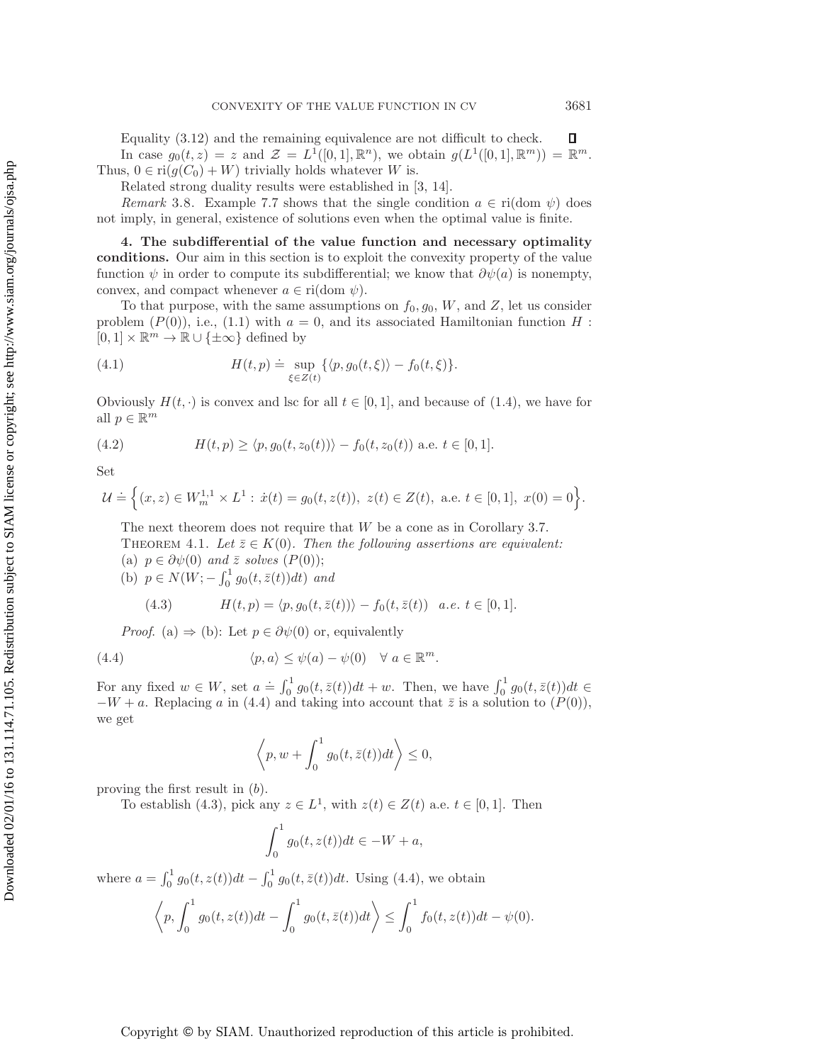Equality (3.12) and the remaining equivalence are not difficult to check. ∎

In case $g_0(t,z) = z$ and $\mathcal{Z} = L^1([0,1],\mathbb{R}^n)$, we obtain $g(L^1([0,1],\mathbb{R}^m)) = \mathbb{R}^m$. Thus, $0 \in \mathrm{ri}(g(C_0) + W)$ trivially holds whatever $W$ is.

Related strong duality results were established in [3, 14].

*Remark* 3.8. Example 7.7 shows that the single condition $a \in \mathrm{ri}(\mathrm{dom}\ \psi)$ does not imply, in general, existence of solutions even when the optimal value is finite.

## 4. The subdifferential of the value function and necessary optimality conditions.

Our aim in this section is to exploit the convexity property of the value function $\psi$ in order to compute its subdifferential; we know that $\partial\psi(a)$ is nonempty, convex, and compact whenever $a \in \mathrm{ri}(\mathrm{dom}\ \psi)$.

To that purpose, with the same assumptions on $f_0, g_0, W$, and $Z$, let us consider problem $(P(0))$, i.e., (1.1) with $a = 0$, and its associated Hamiltonian function $H : [0,1] \times \mathbb{R}^m \to \mathbb{R} \cup \{\pm\infty\}$ defined by

$$H(t,p) \doteq \sup_{\xi \in Z(t)} \{\langle p, g_0(t,\xi)\rangle - f_0(t,\xi)\}. \tag{4.1}$$

Obviously $H(t,\cdot)$ is convex and lsc for all $t \in [0,1]$, and because of (1.4), we have for all $p \in \mathbb{R}^m$

$$H(t,p) \geq \langle p, g_0(t,z_0(t))\rangle - f_0(t,z_0(t)) \text{ a.e. } t \in [0,1]. \tag{4.2}$$

Set

$$\mathcal{U} \doteq \Big\{(x,z) \in W^{1,1}_m \times L^1 : \dot{x}(t) = g_0(t,z(t)),\ z(t) \in Z(t), \text{ a.e. } t \in [0,1],\ x(0) = 0\Big\}.$$

The next theorem does not require that $W$ be a cone as in Corollary 3.7.

**Theorem 4.1.** *Let $\bar{z} \in K(0)$. Then the following assertions are equivalent:*

*(a) $p \in \partial\psi(0)$ and $\bar{z}$ solves $(P(0))$;*

*(b) $p \in N(W; -\int_0^1 g_0(t,\bar{z}(t))dt)$ and*

$$H(t,p) = \langle p, g_0(t,\bar{z}(t))\rangle - f_0(t,\bar{z}(t)) \quad a.e.\ t \in [0,1]. \tag{4.3}$$

*Proof.* (a) ⇒ (b): Let $p \in \partial\psi(0)$ or, equivalently

$$\langle p, a\rangle \leq \psi(a) - \psi(0) \quad \forall\, a \in \mathbb{R}^m. \tag{4.4}$$

For any fixed $w \in W$, set $a \doteq \int_0^1 g_0(t,\bar{z}(t))dt + w$. Then, we have $\int_0^1 g_0(t,\bar{z}(t))dt \in -W + a$. Replacing $a$ in (4.4) and taking into account that $\bar{z}$ is a solution to $(P(0))$, we get

$$\left\langle p, w + \int_0^1 g_0(t,\bar{z}(t))dt \right\rangle \leq 0,$$

proving the first result in $(b)$.

To establish (4.3), pick any $z \in L^1$, with $z(t) \in Z(t)$ a.e. $t \in [0,1]$. Then

$$\int_0^1 g_0(t,z(t))dt \in -W + a,$$

where $a = \int_0^1 g_0(t,z(t))dt - \int_0^1 g_0(t,\bar{z}(t))dt$. Using (4.4), we obtain

$$\left\langle p, \int_0^1 g_0(t,z(t))dt - \int_0^1 g_0(t,\bar{z}(t))dt \right\rangle \leq \int_0^1 f_0(t,z(t))dt - \psi(0).$$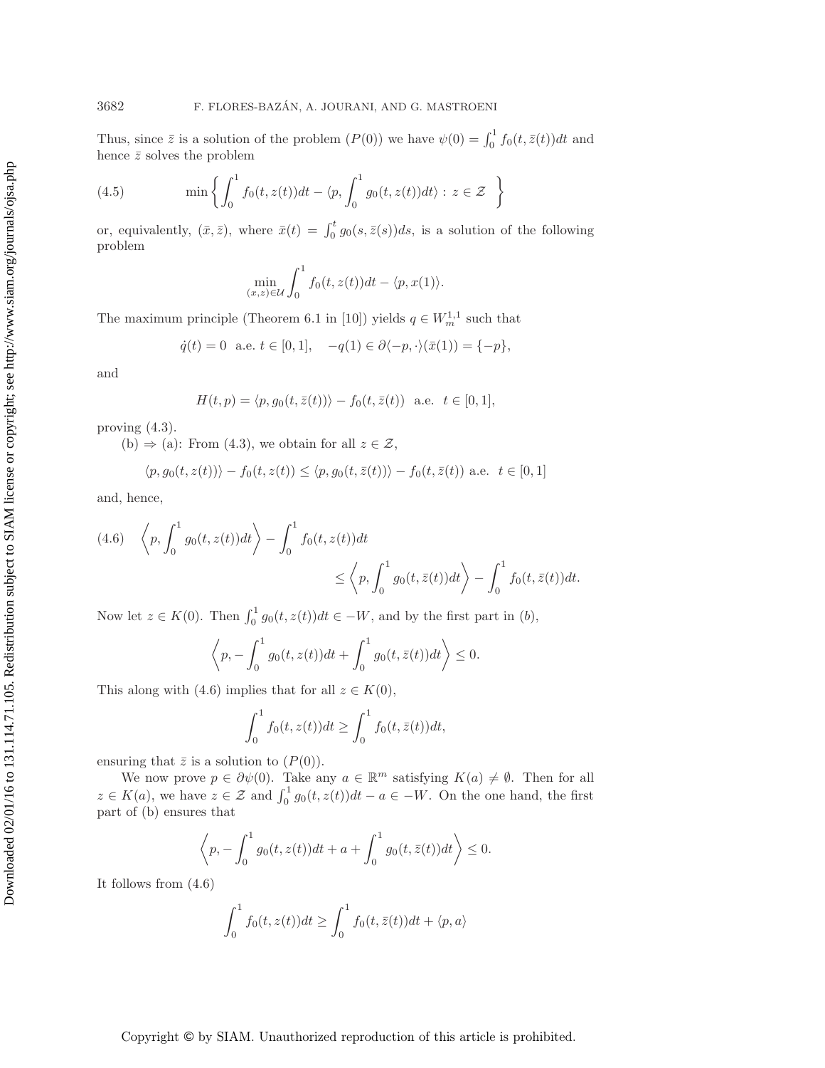Thus, since $\bar{z}$ is a solution of the problem $(P(0))$ we have $\psi(0) = \int_0^1 f_0(t, \bar{z}(t))dt$ and hence $\bar{z}$ solves the problem

$$
\min \left\{ \int_0^1 f_0(t, z(t))dt - \langle p, \int_0^1 g_0(t, z(t))dt \rangle : z \in \mathcal{Z} \right\} \tag{4.5}
$$

or, equivalently, $(\bar{x}, \bar{z})$, where $\bar{x}(t) = \int_0^t g_0(s, \bar{z}(s))ds$, is a solution of the following problem

$$
\min_{(x,z)\in\mathcal{U}} \int_0^1 f_0(t, z(t))dt - \langle p, x(1) \rangle.
$$

The maximum principle (Theorem 6.1 in [10]) yields $q \in W_m^{1,1}$ such that

$$
\dot{q}(t) = 0 \;\; \text{a.e. } t \in [0,1], \quad -q(1) \in \partial \langle -p, \cdot \rangle (\bar{x}(1)) = \{-p\},
$$

and

$$
H(t, p) = \langle p, g_0(t, \bar{z}(t)) \rangle - f_0(t, \bar{z}(t)) \;\; \text{a.e. } \; t \in [0,1],
$$

proving (4.3).

(b) $\Rightarrow$ (a): From (4.3), we obtain for all $z \in \mathcal{Z}$,

$$
\langle p, g_0(t, z(t)) \rangle - f_0(t, z(t)) \le \langle p, g_0(t, \bar{z}(t)) \rangle - f_0(t, \bar{z}(t)) \text{ a.e. } \; t \in [0,1]
$$

and, hence,

$$
\left\langle p, \int_0^1 g_0(t, z(t))dt \right\rangle - \int_0^1 f_0(t, z(t))dt \le \left\langle p, \int_0^1 g_0(t, \bar{z}(t))dt \right\rangle - \int_0^1 f_0(t, \bar{z}(t))dt. \tag{4.6}
$$

Now let $z \in K(0)$. Then $\int_0^1 g_0(t, z(t))dt \in -W$, and by the first part in $(b)$,

$$
\left\langle p, -\int_0^1 g_0(t, z(t))dt + \int_0^1 g_0(t, \bar{z}(t))dt \right\rangle \le 0.
$$

This along with (4.6) implies that for all $z \in K(0)$,

$$
\int_0^1 f_0(t, z(t))dt \ge \int_0^1 f_0(t, \bar{z}(t))dt,
$$

ensuring that $\bar{z}$ is a solution to $(P(0))$.

We now prove $p \in \partial\psi(0)$. Take any $a \in \mathbb{R}^m$ satisfying $K(a) \neq \emptyset$. Then for all $z \in K(a)$, we have $z \in \mathcal{Z}$ and $\int_0^1 g_0(t, z(t))dt - a \in -W$. On the one hand, the first part of (b) ensures that

$$
\left\langle p, -\int_0^1 g_0(t, z(t))dt + a + \int_0^1 g_0(t, \bar{z}(t))dt \right\rangle \le 0.
$$

It follows from (4.6)

$$
\int_0^1 f_0(t, z(t))dt \ge \int_0^1 f_0(t, \bar{z}(t))dt + \langle p, a \rangle
$$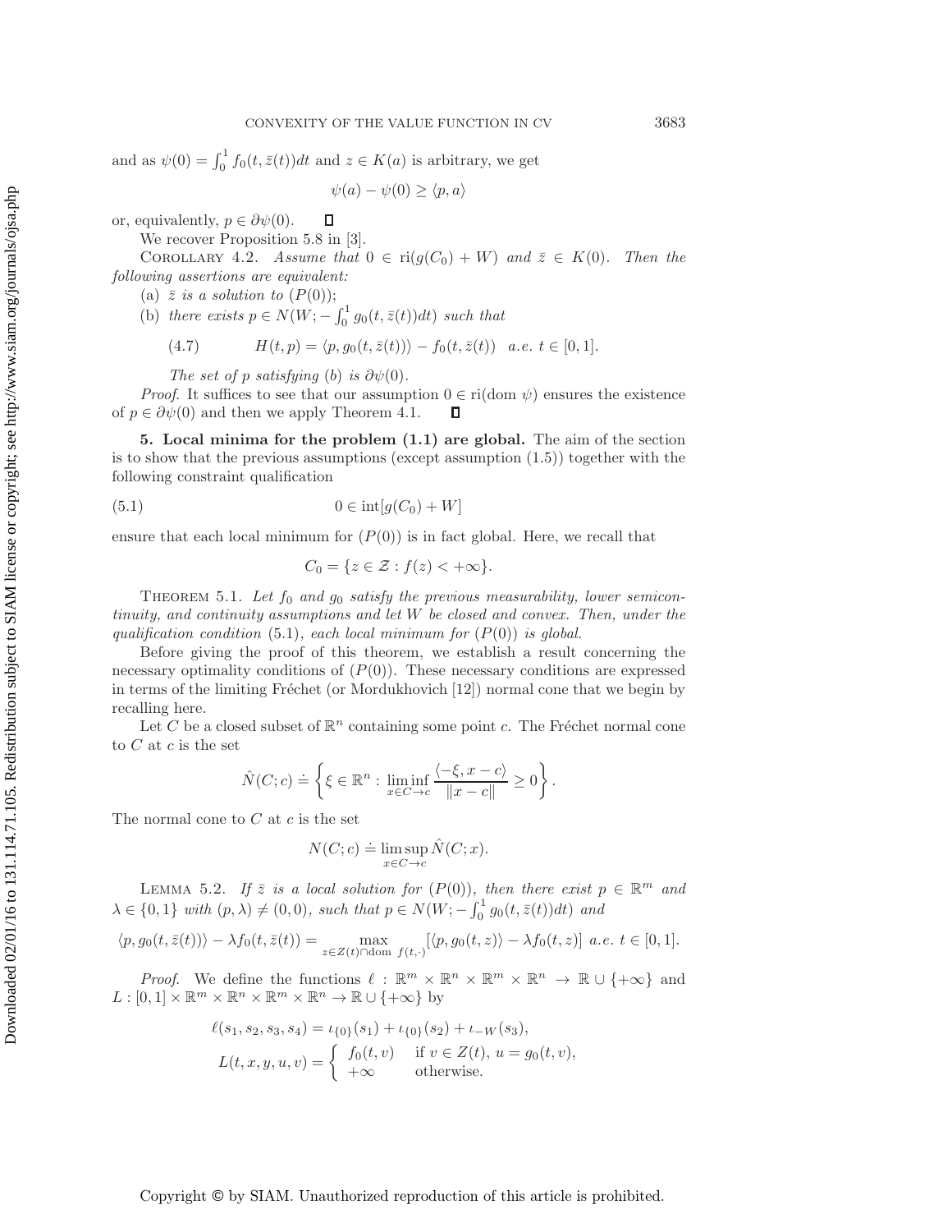and as $\psi(0) = \int_0^1 f_0(t, \bar{z}(t))dt$ and $z \in K(a)$ is arbitrary, we get

$$\psi(a) - \psi(0) \geq \langle p, a \rangle$$

or, equivalently, $p \in \partial\psi(0)$. ∎

We recover Proposition 5.8 in [3].

Corollary 4.2. *Assume that $0 \in \text{ri}(g(C_0) + W)$ and $\bar{z} \in K(0)$. Then the following assertions are equivalent:*

(a) *$\bar{z}$ is a solution to $(P(0))$;*

(b) *there exists $p \in N(W; -\int_0^1 g_0(t, \bar{z}(t))dt)$ such that*

$$H(t, p) = \langle p, g_0(t, \bar{z}(t)) \rangle - f_0(t, \bar{z}(t)) \quad a.e. \ t \in [0, 1]. \tag{4.7}$$

*The set of $p$ satisfying (b) is $\partial\psi(0)$.*

*Proof.* It suffices to see that our assumption $0 \in \text{ri}(\text{dom}\ \psi)$ ensures the existence of $p \in \partial\psi(0)$ and then we apply Theorem 4.1. ∎

## 5. Local minima for the problem (1.1) are global.

The aim of the section is to show that the previous assumptions (except assumption (1.5)) together with the following constraint qualification

$$0 \in \text{int}[g(C_0) + W] \tag{5.1}$$

ensure that each local minimum for $(P(0))$ is in fact global. Here, we recall that

$$C_0 = \{z \in \mathcal{Z} : f(z) < +\infty\}.$$

Theorem 5.1. *Let $f_0$ and $g_0$ satisfy the previous measurability, lower semicontinuity, and continuity assumptions and let $W$ be closed and convex. Then, under the qualification condition (5.1), each local minimum for $(P(0))$ is global.*

Before giving the proof of this theorem, we establish a result concerning the necessary optimality conditions of $(P(0))$. These necessary conditions are expressed in terms of the limiting Fréchet (or Mordukhovich [12]) normal cone that we begin by recalling here.

Let $C$ be a closed subset of $\mathbb{R}^n$ containing some point $c$. The Fréchet normal cone to $C$ at $c$ is the set

$$\hat{N}(C; c) \doteq \left\{ \xi \in \mathbb{R}^n : \liminf_{x \in C \to c} \frac{\langle -\xi, x - c \rangle}{\|x - c\|} \geq 0 \right\}.$$

The normal cone to $C$ at $c$ is the set

$$N(C; c) \doteq \limsup_{x \in C \to c} \hat{N}(C; x).$$

Lemma 5.2. *If $\bar{z}$ is a local solution for $(P(0))$, then there exist $p \in \mathbb{R}^m$ and $\lambda \in \{0, 1\}$ with $(p, \lambda) \neq (0, 0)$, such that $p \in N(W; -\int_0^1 g_0(t, \bar{z}(t))dt)$ and*

$$\langle p, g_0(t, \bar{z}(t)) \rangle - \lambda f_0(t, \bar{z}(t)) = \max_{z \in Z(t) \cap \text{dom}\ f(t, \cdot)} [\langle p, g_0(t, z) \rangle - \lambda f_0(t, z)] \ \ a.e.\ t \in [0, 1].$$

*Proof.* We define the functions $\ell : \mathbb{R}^m \times \mathbb{R}^n \times \mathbb{R}^m \times \mathbb{R}^n \to \mathbb{R} \cup \{+\infty\}$ and $L : [0, 1] \times \mathbb{R}^m \times \mathbb{R}^n \times \mathbb{R}^m \times \mathbb{R}^n \to \mathbb{R} \cup \{+\infty\}$ by

$$\ell(s_1, s_2, s_3, s_4) = \iota_{\{0\}}(s_1) + \iota_{\{0\}}(s_2) + \iota_{-W}(s_3),$$

$$L(t, x, y, u, v) = \begin{cases} f_0(t, v) & \text{if } v \in Z(t),\ u = g_0(t, v), \\ +\infty & \text{otherwise.} \end{cases}$$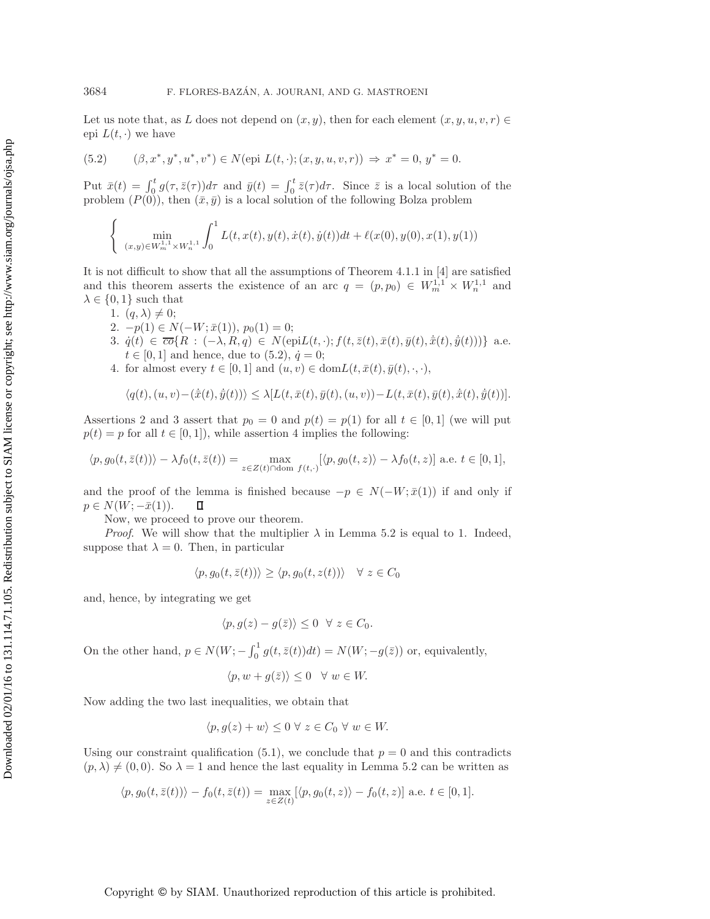Let us note that, as $L$ does not depend on $(x, y)$, then for each element $(x, y, u, v, r) \in$ epi $L(t, \cdot)$ we have

$$(\beta, x^*, y^*, u^*, v^*) \in N(\text{epi } L(t, \cdot); (x, y, u, v, r)) \Rightarrow x^* = 0,\ y^* = 0. \tag{5.2}$$

Put $\bar{x}(t) = \int_0^t g(\tau, \bar{z}(\tau))d\tau$ and $\bar{y}(t) = \int_0^t \bar{z}(\tau)d\tau$. Since $\bar{z}$ is a local solution of the problem $(P(0))$, then $(\bar{x}, \bar{y})$ is a local solution of the following Bolza problem

$$\left\{ \min_{(x,y) \in W_m^{1,1} \times W_n^{1,1}} \int_0^1 L(t, x(t), y(t), \dot{x}(t), \dot{y}(t))dt + \ell(x(0), y(0), x(1), y(1)) \right.$$

It is not difficult to show that all the assumptions of Theorem 4.1.1 in [4] are satisfied and this theorem asserts the existence of an arc $q = (p, p_0) \in W_m^{1,1} \times W_n^{1,1}$ and $\lambda \in \{0, 1\}$ such that

1. $(q, \lambda) \neq 0$;
2. $-p(1) \in N(-W; \bar{x}(1))$, $p_0(1) = 0$;
3. $\dot{q}(t) \in \overline{co}\{R : (-\lambda, R, q) \in N(\text{epi}L(t, \cdot); f(t, \bar{z}(t), \bar{x}(t), \bar{y}(t), \dot{\bar{x}}(t), \dot{\bar{y}}(t)))\}$ a.e. $t \in [0, 1]$ and hence, due to (5.2), $\dot{q} = 0$;
4. for almost every $t \in [0, 1]$ and $(u, v) \in \text{dom}L(t, \bar{x}(t), \bar{y}(t), \cdot, \cdot)$,

$$\langle q(t), (u, v) - (\dot{\bar{x}}(t), \dot{\bar{y}}(t))\rangle \leq \lambda[L(t, \bar{x}(t), \bar{y}(t), (u, v)) - L(t, \bar{x}(t), \bar{y}(t), \dot{\bar{x}}(t), \dot{\bar{y}}(t))].$$

Assertions 2 and 3 assert that $p_0 = 0$ and $p(t) = p(1)$ for all $t \in [0, 1]$ (we will put $p(t) = p$ for all $t \in [0, 1]$), while assertion 4 implies the following:

$$\langle p, g_0(t, \bar{z}(t))\rangle - \lambda f_0(t, \bar{z}(t)) = \max_{z \in Z(t) \cap \text{dom } f(t, \cdot)} [\langle p, g_0(t, z)\rangle - \lambda f_0(t, z)] \text{ a.e. } t \in [0, 1],$$

and the proof of the lemma is finished because $-p \in N(-W; \bar{x}(1))$ if and only if $p \in N(W; -\bar{x}(1))$. $\square$

Now, we proceed to prove our theorem.

*Proof*. We will show that the multiplier $\lambda$ in Lemma 5.2 is equal to 1. Indeed, suppose that $\lambda = 0$. Then, in particular

$$\langle p, g_0(t, \bar{z}(t))\rangle \geq \langle p, g_0(t, z(t))\rangle \quad \forall\ z \in C_0$$

and, hence, by integrating we get

$$\langle p, g(z) - g(\bar{z})\rangle \leq 0 \ \ \forall\ z \in C_0.$$

On the other hand, $p \in N(W; -\int_0^1 g(t, \bar{z}(t))dt) = N(W; -g(\bar{z}))$ or, equivalently,

$$\langle p, w + g(\bar{z})\rangle \leq 0 \quad \forall\ w \in W.$$

Now adding the two last inequalities, we obtain that

$$\langle p, g(z) + w\rangle \leq 0 \ \forall\ z \in C_0 \ \forall\ w \in W.$$

Using our constraint qualification (5.1), we conclude that $p = 0$ and this contradicts $(p, \lambda) \neq (0, 0)$. So $\lambda = 1$ and hence the last equality in Lemma 5.2 can be written as

$$\langle p, g_0(t, \bar{z}(t))\rangle - f_0(t, \bar{z}(t)) = \max_{z \in Z(t)} [\langle p, g_0(t, z)\rangle - f_0(t, z)] \text{ a.e. } t \in [0, 1].$$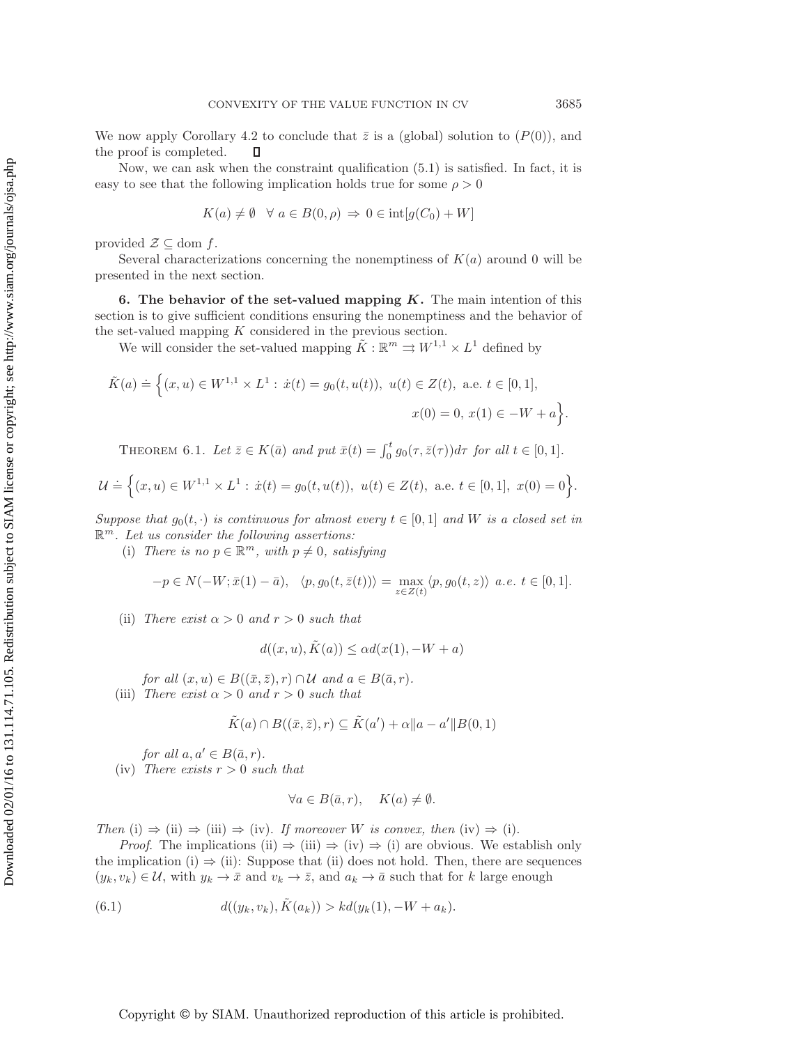We now apply Corollary 4.2 to conclude that $\bar{z}$ is a (global) solution to $(P(0))$, and the proof is completed. ∎

Now, we can ask when the constraint qualification (5.1) is satisfied. In fact, it is easy to see that the following implication holds true for some $\rho > 0$

$$K(a) \neq \emptyset \quad \forall\, a \in B(0,\rho) \;\Rightarrow\; 0 \in \operatorname{int}[g(C_0) + W]$$

provided $\mathcal{Z} \subseteq \operatorname{dom} f$.

Several characterizations concerning the nonemptiness of $K(a)$ around 0 will be presented in the next section.

## 6. The behavior of the set-valued mapping $K$.

The main intention of this section is to give sufficient conditions ensuring the nonemptiness and the behavior of the set-valued mapping $K$ considered in the previous section.

We will consider the set-valued mapping $\tilde{K} : \mathbb{R}^m \rightrightarrows W^{1,1} \times L^1$ defined by

$$\tilde{K}(a) \doteq \Big\{ (x,u) \in W^{1,1} \times L^1 : \dot{x}(t) = g_0(t,u(t)),\ u(t) \in Z(t),\ \text{a.e. } t \in [0,1], \\ x(0) = 0,\ x(1) \in -W + a \Big\}.$$

Theorem 6.1. *Let $\bar{z} \in K(\bar{a})$ and put $\bar{x}(t) = \int_0^t g_0(\tau, \bar{z}(\tau))d\tau$ for all $t \in [0,1]$.*

$$\mathcal{U} \doteq \Big\{ (x,u) \in W^{1,1} \times L^1 : \dot{x}(t) = g_0(t,u(t)),\ u(t) \in Z(t),\ \text{a.e. } t \in [0,1],\ x(0) = 0 \Big\}.$$

*Suppose that $g_0(t,\cdot)$ is continuous for almost every $t \in [0,1]$ and $W$ is a closed set in $\mathbb{R}^m$. Let us consider the following assertions:*

(i) *There is no $p \in \mathbb{R}^m$, with $p \neq 0$, satisfying*

$$-p \in N(-W; \bar{x}(1) - \bar{a}), \quad \langle p, g_0(t, \bar{z}(t)) \rangle = \max_{z \in Z(t)} \langle p, g_0(t,z) \rangle \ \text{a.e. } t \in [0,1].$$

(ii) *There exist $\alpha > 0$ and $r > 0$ such that*

$$d((x,u), \tilde{K}(a)) \leq \alpha d(x(1), -W + a)$$

*for all $(x,u) \in B((\bar{x},\bar{z}), r) \cap \mathcal{U}$ and $a \in B(\bar{a}, r)$.*

(iii) *There exist $\alpha > 0$ and $r > 0$ such that*

$$\tilde{K}(a) \cap B((\bar{x},\bar{z}), r) \subseteq \tilde{K}(a') + \alpha \|a - a'\| B(0,1)$$

*for all $a, a' \in B(\bar{a}, r)$.*

(iv) *There exists $r > 0$ such that*

$$\forall a \in B(\bar{a}, r), \quad K(a) \neq \emptyset.$$

*Then* (i) $\Rightarrow$ (ii) $\Rightarrow$ (iii) $\Rightarrow$ (iv). *If moreover $W$ is convex, then* (iv) $\Rightarrow$ (i).

*Proof.* The implications (ii) $\Rightarrow$ (iii) $\Rightarrow$ (iv) $\Rightarrow$ (i) are obvious. We establish only the implication (i) $\Rightarrow$ (ii): Suppose that (ii) does not hold. Then, there are sequences $(y_k, v_k) \in \mathcal{U}$, with $y_k \to \bar{x}$ and $v_k \to \bar{z}$, and $a_k \to \bar{a}$ such that for $k$ large enough

$$d((y_k, v_k), \tilde{K}(a_k)) > k d(y_k(1), -W + a_k). \tag{6.1}$$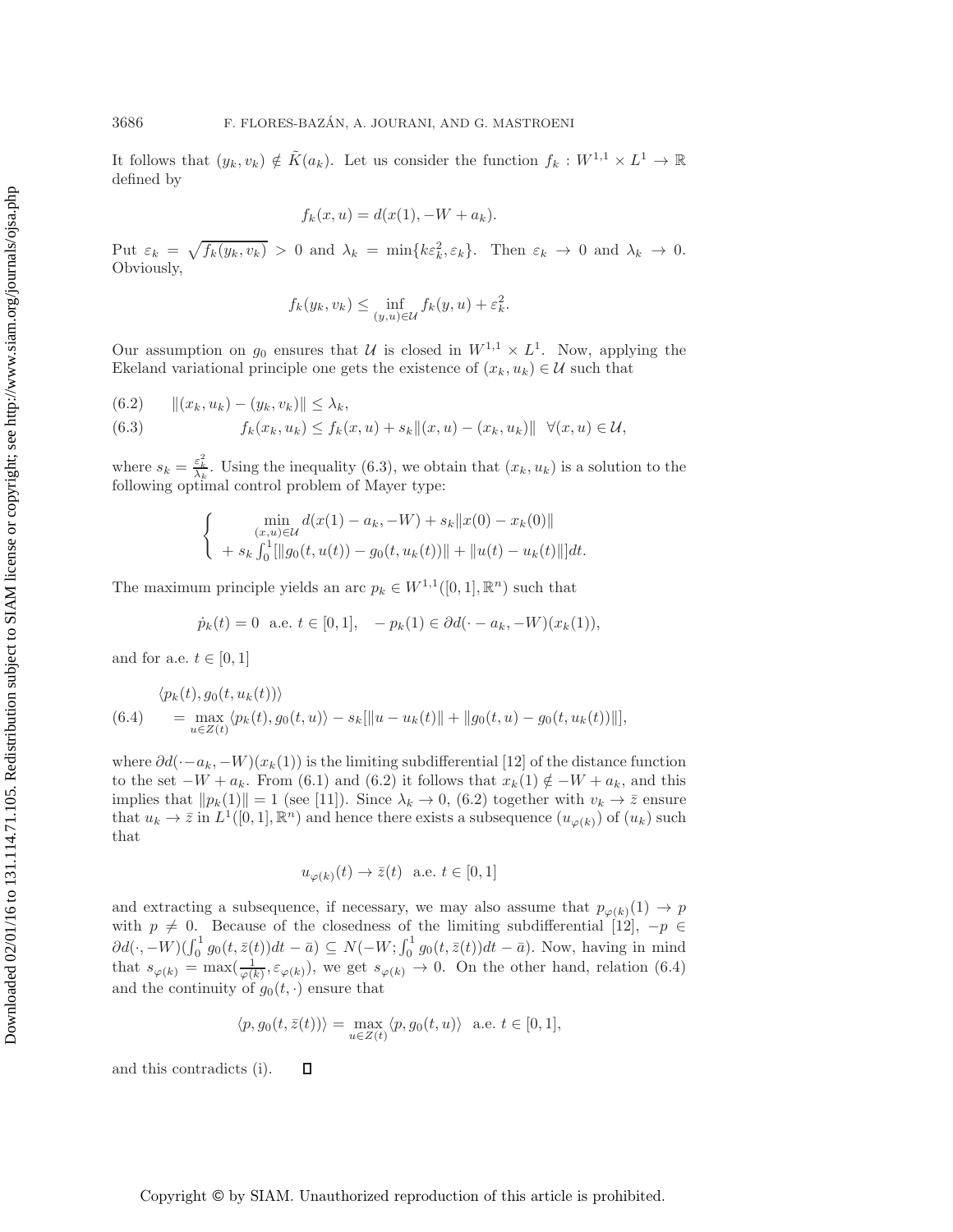It follows that $(y_k, v_k) \notin \tilde{K}(a_k)$. Let us consider the function $f_k : W^{1,1} \times L^1 \to \mathbb{R}$ defined by

$$f_k(x, u) = d(x(1), -W + a_k).$$

Put $\varepsilon_k = \sqrt{f_k(y_k, v_k)} > 0$ and $\lambda_k = \min\{k\varepsilon_k^2, \varepsilon_k\}$. Then $\varepsilon_k \to 0$ and $\lambda_k \to 0$. Obviously,

$$f_k(y_k, v_k) \le \inf_{(y,u)\in\mathcal{U}} f_k(y, u) + \varepsilon_k^2.$$

Our assumption on $g_0$ ensures that $\mathcal{U}$ is closed in $W^{1,1} \times L^1$. Now, applying the Ekeland variational principle one gets the existence of $(x_k, u_k) \in \mathcal{U}$ such that

$$\|(x_k, u_k) - (y_k, v_k)\| \le \lambda_k, \tag{6.2}$$

$$f_k(x_k, u_k) \le f_k(x, u) + s_k\|(x, u) - (x_k, u_k)\| \quad \forall (x, u) \in \mathcal{U}, \tag{6.3}$$

where $s_k = \frac{\varepsilon_k^2}{\lambda_k}$. Using the inequality (6.3), we obtain that $(x_k, u_k)$ is a solution to the following optimal control problem of Mayer type:

$$\begin{cases} \displaystyle\min_{(x,u)\in\mathcal{U}} d(x(1) - a_k, -W) + s_k\|x(0) - x_k(0)\| \\ \displaystyle + s_k\int_0^1 [\|g_0(t, u(t)) - g_0(t, u_k(t))\| + \|u(t) - u_k(t)\|]dt. \end{cases}$$

The maximum principle yields an arc $p_k \in W^{1,1}([0,1], \mathbb{R}^n)$ such that

$$\dot{p}_k(t) = 0 \ \text{ a.e. } t \in [0,1], \quad -p_k(1) \in \partial d(\cdot - a_k, -W)(x_k(1)),$$

and for a.e. $t \in [0,1]$

$$\begin{aligned} &\langle p_k(t), g_0(t, u_k(t))\rangle \\ &\quad = \max_{u\in Z(t)} \langle p_k(t), g_0(t, u)\rangle - s_k[\|u - u_k(t)\| + \|g_0(t, u) - g_0(t, u_k(t))\|], \end{aligned} \tag{6.4}$$

where $\partial d(\cdot - a_k, -W)(x_k(1))$ is the limiting subdifferential [12] of the distance function to the set $-W + a_k$. From (6.1) and (6.2) it follows that $x_k(1) \notin -W + a_k$, and this implies that $\|p_k(1)\| = 1$ (see [11]). Since $\lambda_k \to 0$, (6.2) together with $v_k \to \bar{z}$ ensure that $u_k \to \bar{z}$ in $L^1([0,1], \mathbb{R}^n)$ and hence there exists a subsequence $(u_{\varphi(k)})$ of $(u_k)$ such that

$$u_{\varphi(k)}(t) \to \bar{z}(t) \ \text{ a.e. } t \in [0,1]$$

and extracting a subsequence, if necessary, we may also assume that $p_{\varphi(k)}(1) \to p$ with $p \neq 0$. Because of the closedness of the limiting subdifferential [12], $-p \in \partial d(\cdot, -W)(\int_0^1 g_0(t, \bar{z}(t))dt - \bar{a}) \subseteq N(-W; \int_0^1 g_0(t, \bar{z}(t))dt - \bar{a})$. Now, having in mind that $s_{\varphi(k)} = \max(\frac{1}{\varphi(k)}, \varepsilon_{\varphi(k)})$, we get $s_{\varphi(k)} \to 0$. On the other hand, relation (6.4) and the continuity of $g_0(t, \cdot)$ ensure that

$$\langle p, g_0(t, \bar{z}(t))\rangle = \max_{u\in Z(t)} \langle p, g_0(t, u)\rangle \ \text{ a.e. } t \in [0,1],$$

and this contradicts (i). $\square$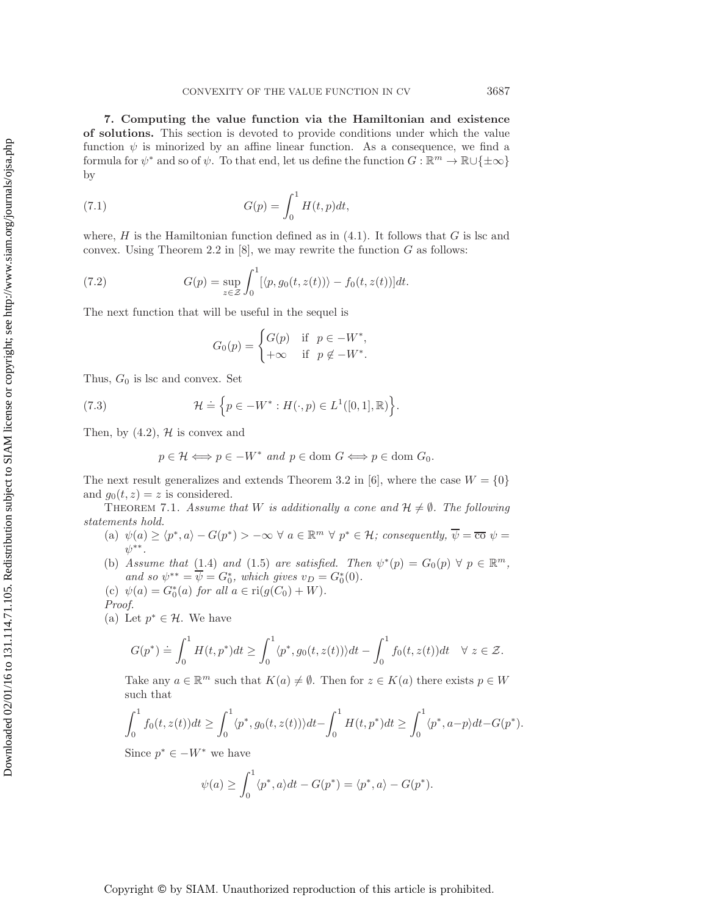**7. Computing the value function via the Hamiltonian and existence of solutions.** This section is devoted to provide conditions under which the value function $\psi$ is minorized by an affine linear function. As a consequence, we find a formula for $\psi^*$ and so of $\psi$. To that end, let us define the function $G : \mathbb{R}^m \to \mathbb{R} \cup \{\pm\infty\}$ by

$$G(p) = \int_0^1 H(t,p)dt, \tag{7.1}$$

where, $H$ is the Hamiltonian function defined as in (4.1). It follows that $G$ is lsc and convex. Using Theorem 2.2 in [8], we may rewrite the function $G$ as follows:

$$G(p) = \sup_{z \in \mathcal{Z}} \int_0^1 [\langle p, g_0(t, z(t))\rangle - f_0(t, z(t))]dt. \tag{7.2}$$

The next function that will be useful in the sequel is

$$G_0(p) = \begin{cases} G(p) & \text{if } \ p \in -W^*, \\ +\infty & \text{if } \ p \notin -W^*. \end{cases}$$

Thus, $G_0$ is lsc and convex. Set

$$\mathcal{H} \doteq \Big\{ p \in -W^* : H(\cdot, p) \in L^1([0,1], \mathbb{R}) \Big\}. \tag{7.3}$$

Then, by (4.2), $\mathcal{H}$ is convex and

$$p \in \mathcal{H} \Longleftrightarrow p \in -W^* \textit{ and } p \in \operatorname{dom} G \Longleftrightarrow p \in \operatorname{dom} G_0.$$

The next result generalizes and extends Theorem 3.2 in [6], where the case $W = \{0\}$ and $g_0(t,z) = z$ is considered.

Theorem 7.1. *Assume that $W$ is additionally a cone and $\mathcal{H} \neq \emptyset$. The following statements hold.*

(a) $\psi(a) \geq \langle p^*, a\rangle - G(p^*) > -\infty \ \forall \ a \in \mathbb{R}^m \ \forall \ p^* \in \mathcal{H}$*; consequently,* $\overline{\psi} = \overline{\mathrm{co}}\ \psi = \psi^{**}$.

(b) *Assume that* (1.4) *and* (1.5) *are satisfied. Then* $\psi^*(p) = G_0(p) \ \forall \ p \in \mathbb{R}^m$*, and so* $\psi^{**} = \overline{\psi} = G_0^*$*, which gives* $v_D = G_0^*(0)$.

(c) $\psi(a) = G_0^*(a)$ *for all* $a \in \mathrm{ri}(g(C_0) + W)$.

*Proof.*

(a) Let $p^* \in \mathcal{H}$. We have

$$G(p^*) \doteq \int_0^1 H(t,p^*)dt \geq \int_0^1 \langle p^*, g_0(t, z(t))\rangle dt - \int_0^1 f_0(t, z(t))dt \quad \forall \ z \in \mathcal{Z}.$$

Take any $a \in \mathbb{R}^m$ such that $K(a) \neq \emptyset$. Then for $z \in K(a)$ there exists $p \in W$ such that

$$\int_0^1 f_0(t,z(t))dt \geq \int_0^1 \langle p^*, g_0(t, z(t))\rangle dt - \int_0^1 H(t,p^*)dt \geq \int_0^1 \langle p^*, a - p\rangle dt - G(p^*).$$

Since $p^* \in -W^*$ we have

$$\psi(a) \geq \int_0^1 \langle p^*, a\rangle dt - G(p^*) = \langle p^*, a\rangle - G(p^*).$$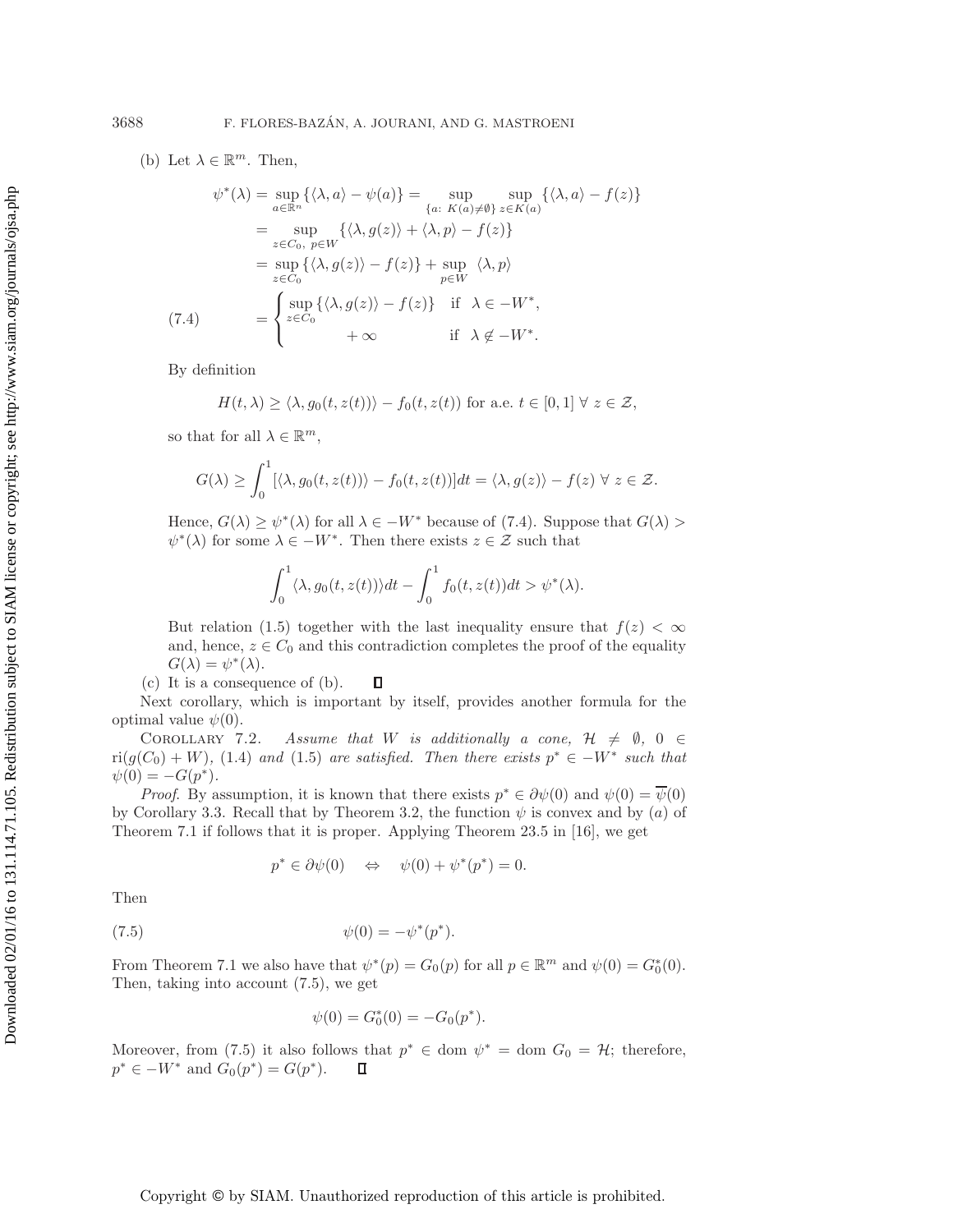(b) Let $\lambda \in \mathbb{R}^m$. Then,

$$
\begin{aligned}
\psi^*(\lambda) &= \sup_{a \in \mathbb{R}^n} \{\langle \lambda, a\rangle - \psi(a)\} = \sup_{\{a:\ K(a)\neq\emptyset\}} \sup_{z\in K(a)} \{\langle \lambda, a\rangle - f(z)\} \\
&= \sup_{z\in C_0,\ p\in W} \{\langle \lambda, g(z)\rangle + \langle \lambda, p\rangle - f(z)\} \\
&= \sup_{z\in C_0} \{\langle \lambda, g(z)\rangle - f(z)\} + \sup_{p\in W} \ \langle \lambda, p\rangle \\
&= \begin{cases} \sup_{z\in C_0} \{\langle \lambda, g(z)\rangle - f(z)\} & \text{if} \ \ \lambda \in -W^*, \\ \qquad\qquad +\infty & \text{if} \ \ \lambda \notin -W^*. \end{cases} \qquad (7.4)
\end{aligned}
$$

By definition

$$
H(t,\lambda) \geq \langle \lambda, g_0(t, z(t))\rangle - f_0(t, z(t)) \text{ for a.e. } t \in [0,1] \ \forall\ z \in \mathcal{Z},
$$

so that for all $\lambda \in \mathbb{R}^m$,

$$
G(\lambda) \geq \int_0^1 [\langle \lambda, g_0(t, z(t))\rangle - f_0(t, z(t))]dt = \langle \lambda, g(z)\rangle - f(z) \ \forall\ z \in \mathcal{Z}.
$$

Hence, $G(\lambda) \geq \psi^*(\lambda)$ for all $\lambda \in -W^*$ because of (7.4). Suppose that $G(\lambda) > \psi^*(\lambda)$ for some $\lambda \in -W^*$. Then there exists $z \in \mathcal{Z}$ such that

$$
\int_0^1 \langle \lambda, g_0(t, z(t))\rangle dt - \int_0^1 f_0(t, z(t))dt > \psi^*(\lambda).
$$

But relation (1.5) together with the last inequality ensure that $f(z) < \infty$ and, hence, $z \in C_0$ and this contradiction completes the proof of the equality $G(\lambda) = \psi^*(\lambda)$.

(c) It is a consequence of (b). ∎

Next corollary, which is important by itself, provides another formula for the optimal value $\psi(0)$.

Corollary 7.2. *Assume that $W$ is additionally a cone, $\mathcal{H} \neq \emptyset$, $0 \in \mathrm{ri}(g(C_0) + W)$, (1.4) and (1.5) are satisfied. Then there exists $p^* \in -W^*$ such that $\psi(0) = -G(p^*)$.*

*Proof.* By assumption, it is known that there exists $p^* \in \partial\psi(0)$ and $\psi(0) = \overline{\psi}(0)$ by Corollary 3.3. Recall that by Theorem 3.2, the function $\psi$ is convex and by $(a)$ of Theorem 7.1 if follows that it is proper. Applying Theorem 23.5 in [16], we get

$$
p^* \in \partial\psi(0) \quad \Leftrightarrow \quad \psi(0) + \psi^*(p^*) = 0.
$$

Then

$$
\psi(0) = -\psi^*(p^*). \qquad (7.5)
$$

From Theorem 7.1 we also have that $\psi^*(p) = G_0(p)$ for all $p \in \mathbb{R}^m$ and $\psi(0) = G_0^*(0)$. Then, taking into account (7.5), we get

$$
\psi(0) = G_0^*(0) = -G_0(p^*).
$$

Moreover, from (7.5) it also follows that $p^* \in \mathrm{dom}\ \psi^* = \mathrm{dom}\ G_0 = \mathcal{H}$; therefore, $p^* \in -W^*$ and $G_0(p^*) = G(p^*)$. ∎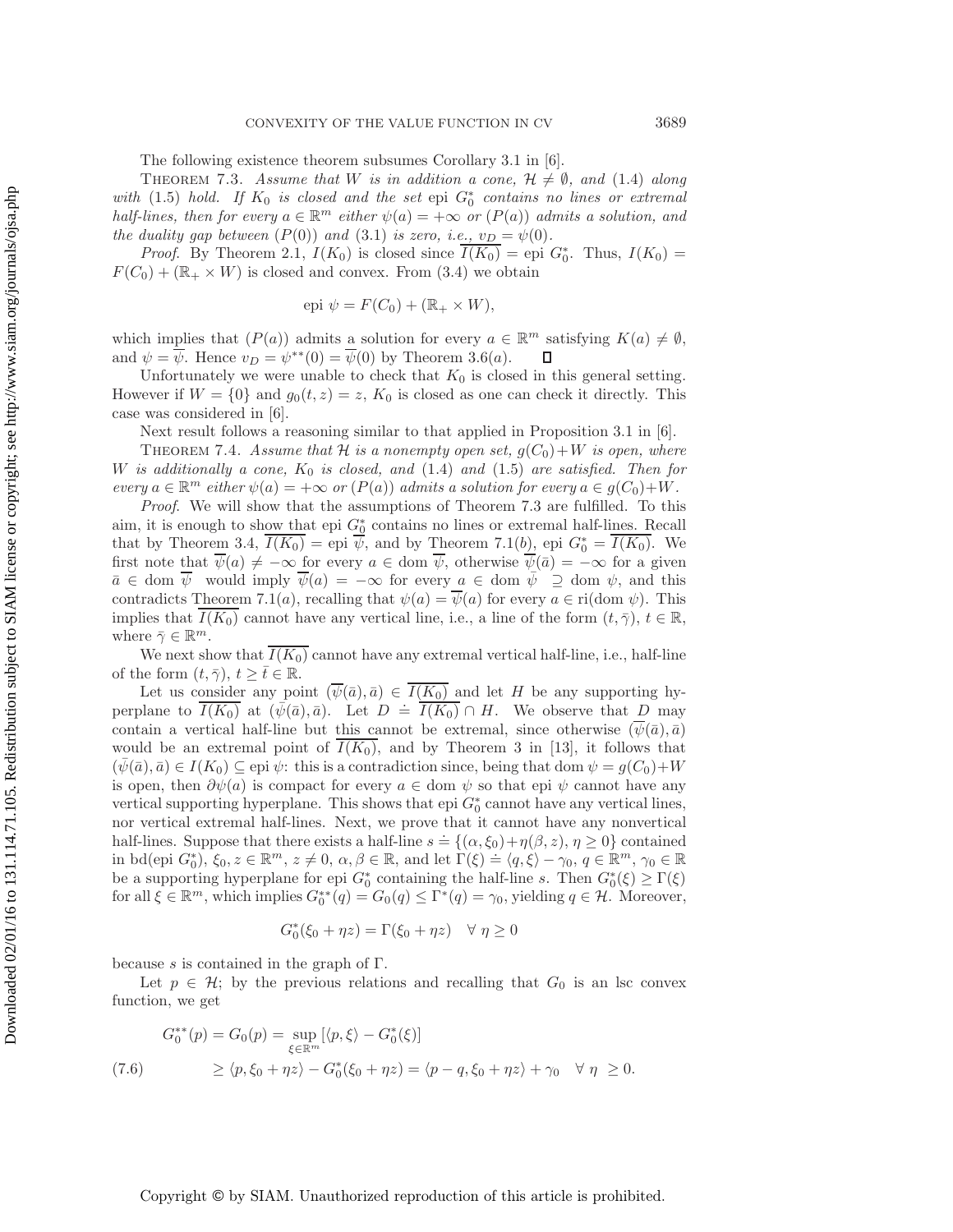The following existence theorem subsumes Corollary 3.1 in [6].

Theorem 7.3. *Assume that $W$ is in addition a cone, $\mathcal{H} \neq \emptyset$, and* (1.4) *along with* (1.5) *hold. If $K_0$ is closed and the set* epi $G_0^*$ *contains no lines or extremal half-lines, then for every $a \in \mathbb{R}^m$ either $\psi(a) = +\infty$ or $(P(a))$ admits a solution, and the duality gap between $(P(0))$ and* (3.1) *is zero, i.e., $v_D = \psi(0)$.*

*Proof.* By Theorem 2.1, $I(K_0)$ is closed since $\overline{I(K_0)} = \text{epi } G_0^*$. Thus, $I(K_0) = F(C_0) + (\mathbb{R}_+ \times W)$ is closed and convex. From (3.4) we obtain

$$\text{epi } \psi = F(C_0) + (\mathbb{R}_+ \times W),$$

which implies that $(P(a))$ admits a solution for every $a \in \mathbb{R}^m$ satisfying $K(a) \neq \emptyset$, and $\psi = \overline{\psi}$. Hence $v_D = \psi^{**}(0) = \overline{\psi}(0)$ by Theorem 3.6(*a*). $\square$

Unfortunately we were unable to check that $K_0$ is closed in this general setting. However if $W = \{0\}$ and $g_0(t, z) = z$, $K_0$ is closed as one can check it directly. This case was considered in [6].

Next result follows a reasoning similar to that applied in Proposition 3.1 in [6].

Theorem 7.4. *Assume that $\mathcal{H}$ is a nonempty open set, $g(C_0) + W$ is open, where $W$ is additionally a cone, $K_0$ is closed, and* (1.4) *and* (1.5) *are satisfied. Then for every $a \in \mathbb{R}^m$ either $\psi(a) = +\infty$ or $(P(a))$ admits a solution for every $a \in g(C_0) + W$.*

*Proof.* We will show that the assumptions of Theorem 7.3 are fulfilled. To this aim, it is enough to show that epi $G_0^*$ contains no lines or extremal half-lines. Recall that by Theorem 3.4, $\overline{I(K_0)} = \text{epi } \overline{\psi}$, and by Theorem 7.1(*b*), epi $G_0^* = \overline{I(K_0)}$. We first note that $\overline{\psi}(a) \neq -\infty$ for every $a \in \text{dom } \overline{\psi}$, otherwise $\overline{\psi}(\bar{a}) = -\infty$ for a given $\bar{a} \in \text{dom } \overline{\psi}$ would imply $\overline{\psi}(a) = -\infty$ for every $a \in \text{dom } \bar{\psi} \supseteq \text{dom } \psi$, and this contradicts Theorem 7.1(*a*), recalling that $\psi(a) = \overline{\psi}(a)$ for every $a \in \text{ri}(\text{dom } \psi)$. This implies that $\overline{I(K_0)}$ cannot have any vertical line, i.e., a line of the form $(t, \bar{\gamma})$, $t \in \mathbb{R}$, where $\bar{\gamma} \in \mathbb{R}^m$.

We next show that $\overline{I(K_0)}$ cannot have any extremal vertical half-line, i.e., half-line of the form $(t, \bar{\gamma})$, $t \geq \bar{t} \in \mathbb{R}$.

Let us consider any point $(\overline{\psi}(\bar{a}), \bar{a}) \in \overline{I(K_0)}$ and let $H$ be any supporting hyperplane to $\overline{I(K_0)}$ at $(\bar{\psi}(\bar{a}), \bar{a})$. Let $D \doteq \overline{I(K_0)} \cap H$. We observe that $D$ may contain a vertical half-line but this cannot be extremal, since otherwise $(\overline{\psi}(\bar{a}), \bar{a})$ would be an extremal point of $\overline{I(K_0)}$, and by Theorem 3 in [13], it follows that $(\bar{\psi}(\bar{a}), \bar{a}) \in I(K_0) \subseteq \text{epi } \psi$: this is a contradiction since, being that $\text{dom } \psi = g(C_0) + W$ is open, then $\partial \psi(a)$ is compact for every $a \in \text{dom } \psi$ so that epi $\psi$ cannot have any vertical supporting hyperplane. This shows that epi $G_0^*$ cannot have any vertical lines, nor vertical extremal half-lines. Next, we prove that it cannot have any nonvertical half-lines. Suppose that there exists a half-line $s \doteq \{(\alpha, \xi_0) + \eta(\beta, z), \eta \geq 0\}$ contained in $\text{bd}(\text{epi } G_0^*)$, $\xi_0, z \in \mathbb{R}^m$, $z \neq 0$, $\alpha, \beta \in \mathbb{R}$, and let $\Gamma(\xi) \doteq \langle q, \xi \rangle - \gamma_0$, $q \in \mathbb{R}^m$, $\gamma_0 \in \mathbb{R}$ be a supporting hyperplane for epi $G_0^*$ containing the half-line $s$. Then $G_0^*(\xi) \geq \Gamma(\xi)$ for all $\xi \in \mathbb{R}^m$, which implies $G_0^{**}(q) = G_0(q) \leq \Gamma^*(q) = \gamma_0$, yielding $q \in \mathcal{H}$. Moreover,

$$G_0^*(\xi_0 + \eta z) = \Gamma(\xi_0 + \eta z) \quad \forall \, \eta \geq 0$$

because $s$ is contained in the graph of $\Gamma$.

Let $p \in \mathcal{H}$; by the previous relations and recalling that $G_0$ is an lsc convex function, we get

$$\begin{aligned} G_0^{**}(p) &= G_0(p) = \sup_{\xi \in \mathbb{R}^m} [\langle p, \xi \rangle - G_0^*(\xi)] \\ &\geq \langle p, \xi_0 + \eta z \rangle - G_0^*(\xi_0 + \eta z) = \langle p - q, \xi_0 + \eta z \rangle + \gamma_0 \quad \forall \, \eta \geq 0. \end{aligned} \tag{7.6}$$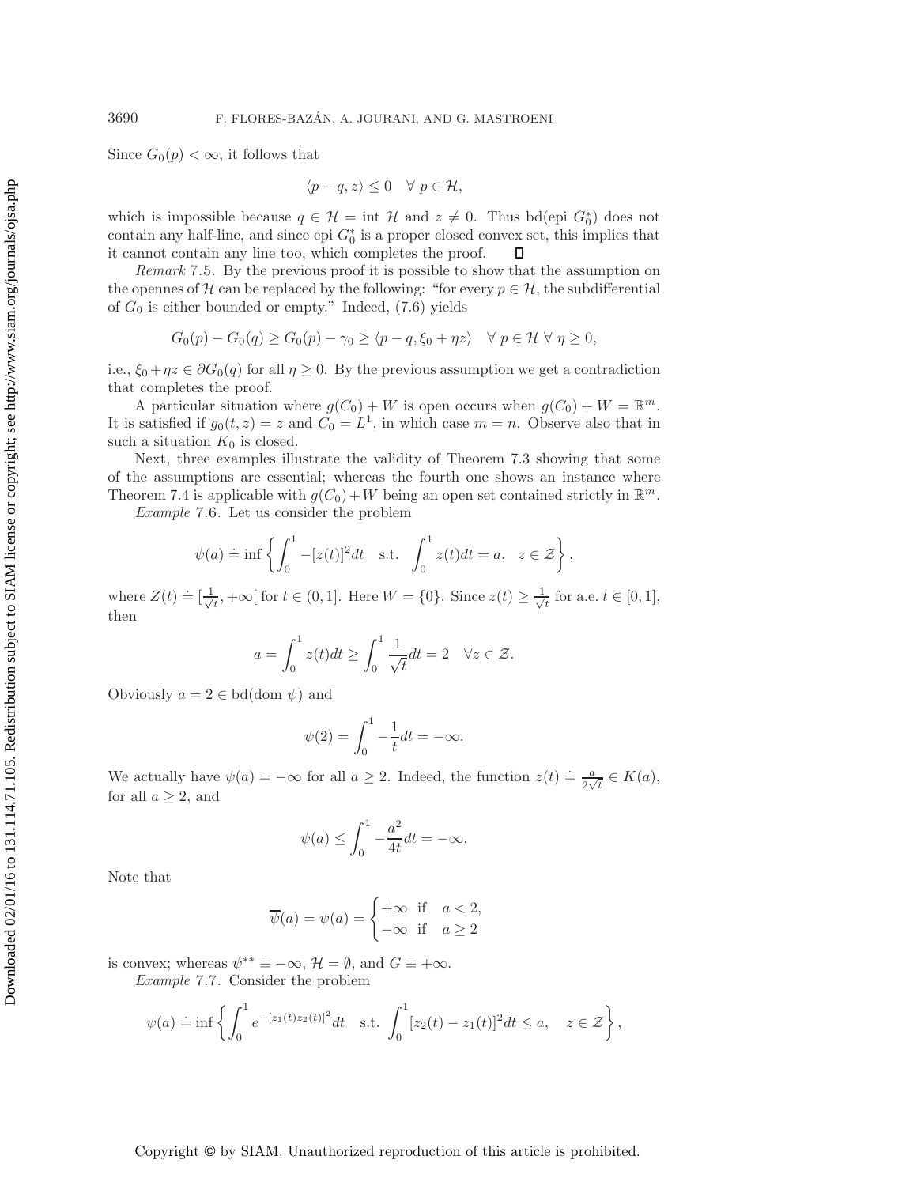Since $G_0(p) < \infty$, it follows that

$$\langle p - q, z \rangle \leq 0 \quad \forall\, p \in \mathcal{H},$$

which is impossible because $q \in \mathcal{H} = \text{int}\ \mathcal{H}$ and $z \neq 0$. Thus bd(epi $G_0^*$) does not contain any half-line, and since epi $G_0^*$ is a proper closed convex set, this implies that it cannot contain any line too, which completes the proof. $\square$

*Remark* 7.5. By the previous proof it is possible to show that the assumption on the opennes of $\mathcal{H}$ can be replaced by the following: "for every $p \in \mathcal{H}$, the subdifferential of $G_0$ is either bounded or empty." Indeed, (7.6) yields

$$G_0(p) - G_0(q) \geq G_0(p) - \gamma_0 \geq \langle p - q, \xi_0 + \eta z \rangle \quad \forall\, p \in \mathcal{H}\ \forall\, \eta \geq 0,$$

i.e., $\xi_0 + \eta z \in \partial G_0(q)$ for all $\eta \geq 0$. By the previous assumption we get a contradiction that completes the proof.

A particular situation where $g(C_0) + W$ is open occurs when $g(C_0) + W = \mathbb{R}^m$. It is satisfied if $g_0(t, z) = z$ and $C_0 = L^1$, in which case $m = n$. Observe also that in such a situation $K_0$ is closed.

Next, three examples illustrate the validity of Theorem 7.3 showing that some of the assumptions are essential; whereas the fourth one shows an instance where Theorem 7.4 is applicable with $g(C_0) + W$ being an open set contained strictly in $\mathbb{R}^m$.

*Example* 7.6. Let us consider the problem

$$\psi(a) \doteq \inf \left\{ \int_0^1 -[z(t)]^2 dt \quad \text{s.t.} \quad \int_0^1 z(t) dt = a, \quad z \in \mathcal{Z} \right\},$$

where $Z(t) \doteq [\frac{1}{\sqrt{t}}, +\infty[$ for $t \in (0, 1]$. Here $W = \{0\}$. Since $z(t) \geq \frac{1}{\sqrt{t}}$ for a.e. $t \in [0, 1]$, then

$$a = \int_0^1 z(t) dt \geq \int_0^1 \frac{1}{\sqrt{t}} dt = 2 \quad \forall z \in \mathcal{Z}.$$

Obviously $a = 2 \in \text{bd}(\text{dom}\ \psi)$ and

$$\psi(2) = \int_0^1 -\frac{1}{t} dt = -\infty.$$

We actually have $\psi(a) = -\infty$ for all $a \geq 2$. Indeed, the function $z(t) \doteq \frac{a}{2\sqrt{t}} \in K(a)$, for all $a \geq 2$, and

$$\psi(a) \leq \int_0^1 -\frac{a^2}{4t} dt = -\infty.$$

Note that

$$\overline{\psi}(a) = \psi(a) = \begin{cases} +\infty & \text{if} \quad a < 2, \\ -\infty & \text{if} \quad a \geq 2 \end{cases}$$

is convex; whereas $\psi^{**} \equiv -\infty$, $\mathcal{H} = \emptyset$, and $G \equiv +\infty$.

*Example* 7.7. Consider the problem

$$\psi(a) \doteq \inf \left\{ \int_0^1 e^{-[z_1(t) z_2(t)]^2} dt \quad \text{s.t.} \quad \int_0^1 [z_2(t) - z_1(t)]^2 dt \leq a, \quad z \in \mathcal{Z} \right\},$$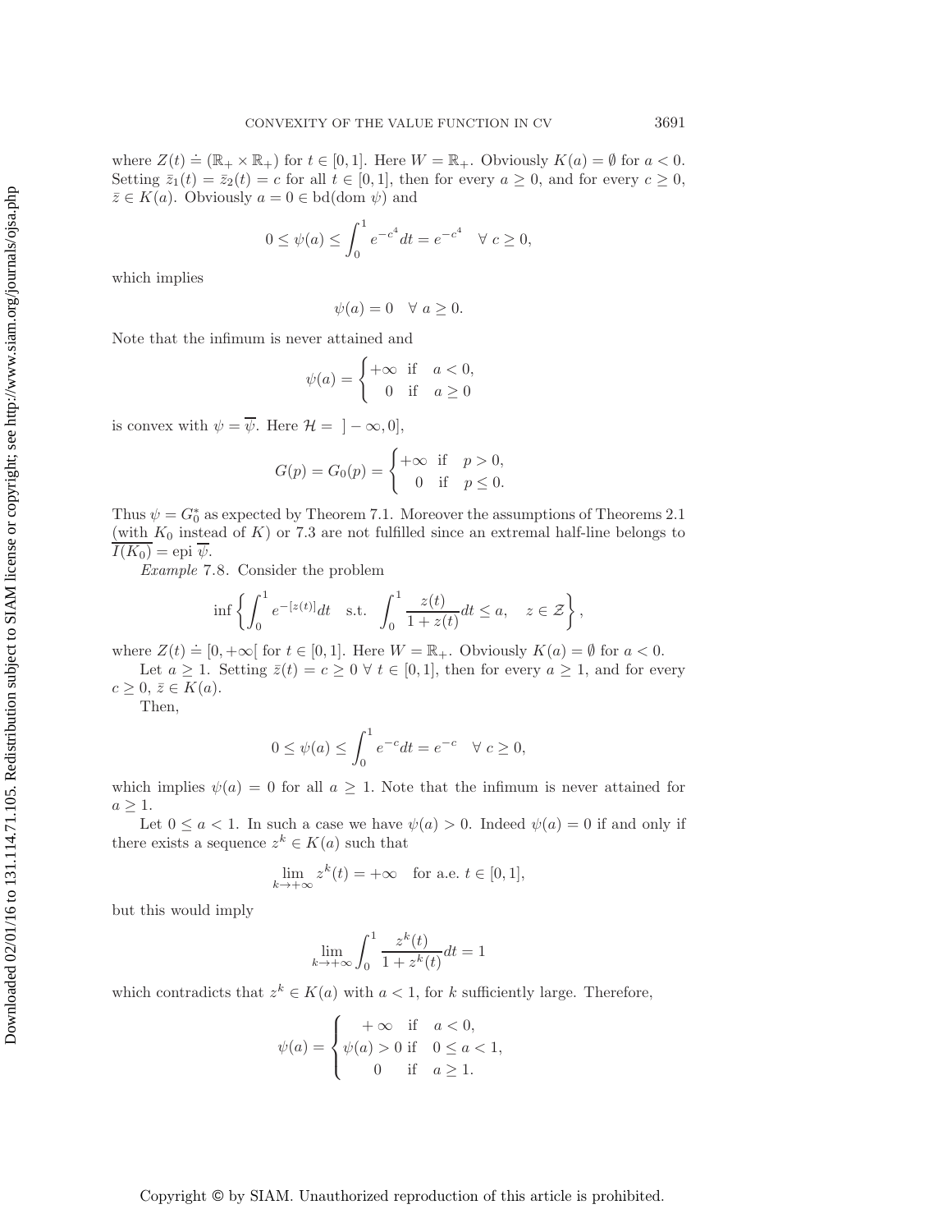where $Z(t) \doteq (\mathbb{R}_+ \times \mathbb{R}_+)$ for $t \in [0,1]$. Here $W = \mathbb{R}_+$. Obviously $K(a) = \emptyset$ for $a < 0$. Setting $\bar{z}_1(t) = \bar{z}_2(t) = c$ for all $t \in [0,1]$, then for every $a \geq 0$, and for every $c \geq 0$, $\bar{z} \in K(a)$. Obviously $a = 0 \in \text{bd}(\text{dom } \psi)$ and

$$0 \leq \psi(a) \leq \int_0^1 e^{-c^4} dt = e^{-c^4} \quad \forall\ c \geq 0,$$

which implies

$$\psi(a) = 0 \quad \forall\ a \geq 0.$$

Note that the infimum is never attained and

$$\psi(a) = \begin{cases} +\infty & \text{if} \quad a < 0, \\ 0 & \text{if} \quad a \geq 0 \end{cases}$$

is convex with $\psi = \overline{\psi}$. Here $\mathcal{H} = \ ]-\infty, 0]$,

$$G(p) = G_0(p) = \begin{cases} +\infty & \text{if} \quad p > 0, \\ 0 & \text{if} \quad p \leq 0. \end{cases}$$

Thus $\psi = G_0^*$ as expected by Theorem 7.1. Moreover the assumptions of Theorems 2.1 (with $K_0$ instead of $K$) or 7.3 are not fulfilled since an extremal half-line belongs to $\overline{I(K_0)} = \text{epi } \overline{\psi}$.

*Example* 7.8. Consider the problem

$$\inf \left\{ \int_0^1 e^{-[z(t)]} dt \quad \text{s.t.} \quad \int_0^1 \frac{z(t)}{1 + z(t)} dt \leq a, \quad z \in \mathcal{Z} \right\},$$

where $Z(t) \doteq [0, +\infty[$ for $t \in [0,1]$. Here $W = \mathbb{R}_+$. Obviously $K(a) = \emptyset$ for $a < 0$.

Let $a \geq 1$. Setting $\bar{z}(t) = c \geq 0\ \forall\ t \in [0,1]$, then for every $a \geq 1$, and for every $c \geq 0$, $\bar{z} \in K(a)$.

Then,

$$0 \leq \psi(a) \leq \int_0^1 e^{-c} dt = e^{-c} \quad \forall\ c \geq 0,$$

which implies $\psi(a) = 0$ for all $a \geq 1$. Note that the infimum is never attained for $a \geq 1$.

Let $0 \leq a < 1$. In such a case we have $\psi(a) > 0$. Indeed $\psi(a) = 0$ if and only if there exists a sequence $z^k \in K(a)$ such that

$$\lim_{k \to +\infty} z^k(t) = +\infty \quad \text{for a.e. } t \in [0,1],$$

but this would imply

$$\lim_{k \to +\infty} \int_0^1 \frac{z^k(t)}{1 + z^k(t)} dt = 1$$

which contradicts that $z^k \in K(a)$ with $a < 1$, for $k$ sufficiently large. Therefore,

$$\psi(a) = \begin{cases} +\infty & \text{if} \quad a < 0, \\ \psi(a) > 0 & \text{if} \quad 0 \leq a < 1, \\ 0 & \text{if} \quad a \geq 1. \end{cases}$$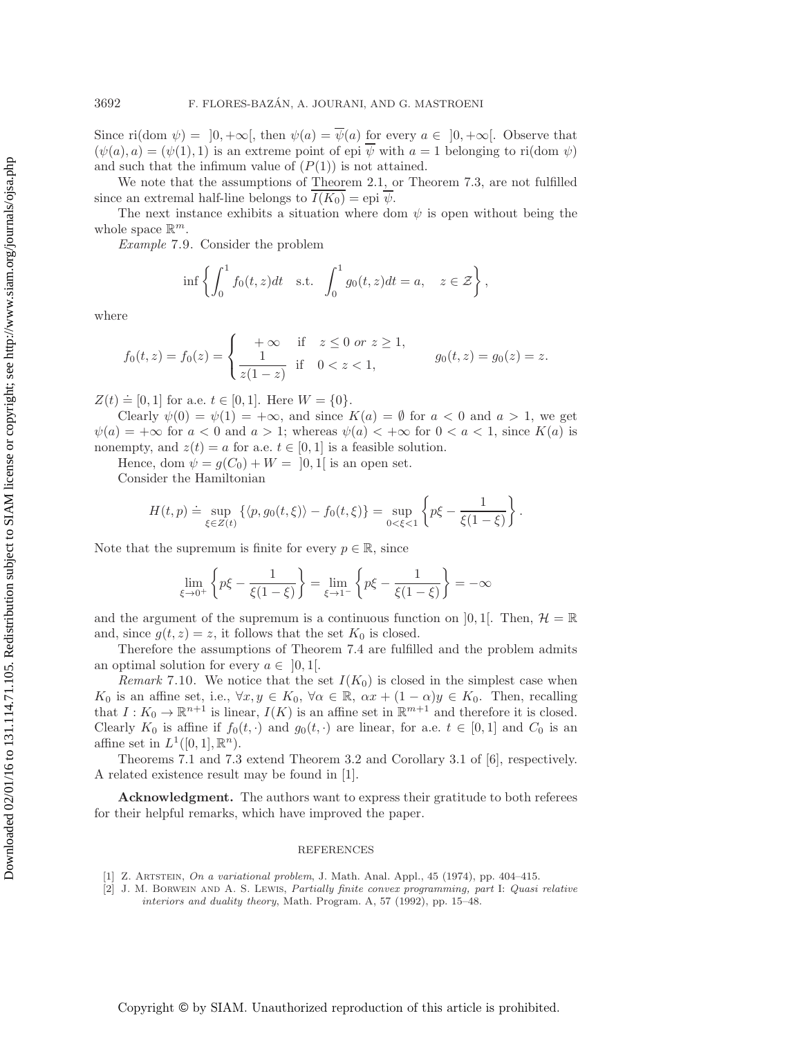Since $\text{ri}(\text{dom } \psi) = \,]0, +\infty[$, then $\psi(a) = \overline{\psi}(a)$ for every $a \in \,]0, +\infty[$. Observe that $(\psi(a), a) = (\psi(1), 1)$ is an extreme point of epi $\overline{\psi}$ with $a = 1$ belonging to $\text{ri}(\text{dom } \psi)$ and such that the infimum value of $(P(1))$ is not attained.

We note that the assumptions of Theorem 2.1, or Theorem 7.3, are not fulfilled since an extremal half-line belongs to $\overline{I(K_0)} = \text{epi } \overline{\psi}$.

The next instance exhibits a situation where dom $\psi$ is open without being the whole space $\mathbb{R}^m$.

*Example* 7.9. Consider the problem

$$\inf \left\{ \int_0^1 f_0(t, z)dt \quad \text{s.t.} \quad \int_0^1 g_0(t, z)dt = a, \quad z \in \mathcal{Z} \right\},$$

where

$$f_0(t, z) = f_0(z) = \begin{cases} +\infty & \text{if} \quad z \le 0 \textit{ or } z \ge 1, \\ \dfrac{1}{z(1-z)} & \text{if} \quad 0 < z < 1, \end{cases} \qquad g_0(t, z) = g_0(z) = z.$$

$Z(t) \doteq [0, 1]$ for a.e. $t \in [0, 1]$. Here $W = \{0\}$.

Clearly $\psi(0) = \psi(1) = +\infty$, and since $K(a) = \emptyset$ for $a < 0$ and $a > 1$, we get $\psi(a) = +\infty$ for $a < 0$ and $a > 1$; whereas $\psi(a) < +\infty$ for $0 < a < 1$, since $K(a)$ is nonempty, and $z(t) = a$ for a.e. $t \in [0, 1]$ is a feasible solution.

Hence, dom $\psi = g(C_0) + W = \,]0, 1[$ is an open set.

Consider the Hamiltonian

$$H(t, p) \doteq \sup_{\xi \in Z(t)} \{\langle p, g_0(t, \xi)\rangle - f_0(t, \xi)\} = \sup_{0<\xi<1} \left\{ p\xi - \frac{1}{\xi(1-\xi)} \right\}.$$

Note that the supremum is finite for every $p \in \mathbb{R}$, since

$$\lim_{\xi \to 0^+} \left\{ p\xi - \frac{1}{\xi(1-\xi)} \right\} = \lim_{\xi \to 1^-} \left\{ p\xi - \frac{1}{\xi(1-\xi)} \right\} = -\infty$$

and the argument of the supremum is a continuous function on $]0, 1[$. Then, $\mathcal{H} = \mathbb{R}$ and, since $g(t, z) = z$, it follows that the set $K_0$ is closed.

Therefore the assumptions of Theorem 7.4 are fulfilled and the problem admits an optimal solution for every $a \in \,]0, 1[$.

*Remark* 7.10. We notice that the set $I(K_0)$ is closed in the simplest case when $K_0$ is an affine set, i.e., $\forall x, y \in K_0$, $\forall \alpha \in \mathbb{R}$, $\alpha x + (1 - \alpha)y \in K_0$. Then, recalling that $I : K_0 \to \mathbb{R}^{n+1}$ is linear, $I(K)$ is an affine set in $\mathbb{R}^{m+1}$ and therefore it is closed. Clearly $K_0$ is affine if $f_0(t, \cdot)$ and $g_0(t, \cdot)$ are linear, for a.e. $t \in [0, 1]$ and $C_0$ is an affine set in $L^1([0, 1], \mathbb{R}^n)$.

Theorems 7.1 and 7.3 extend Theorem 3.2 and Corollary 3.1 of [6], respectively. A related existence result may be found in [1].

**Acknowledgment.** The authors want to express their gratitude to both referees for their helpful remarks, which have improved the paper.

## REFERENCES

[1] Z. Artstein, *On a variational problem*, J. Math. Anal. Appl., 45 (1974), pp. 404–415.

[2] J. M. Borwein and A. S. Lewis, *Partially finite convex programming, part* I: *Quasi relative interiors and duality theory*, Math. Program. A, 57 (1992), pp. 15–48.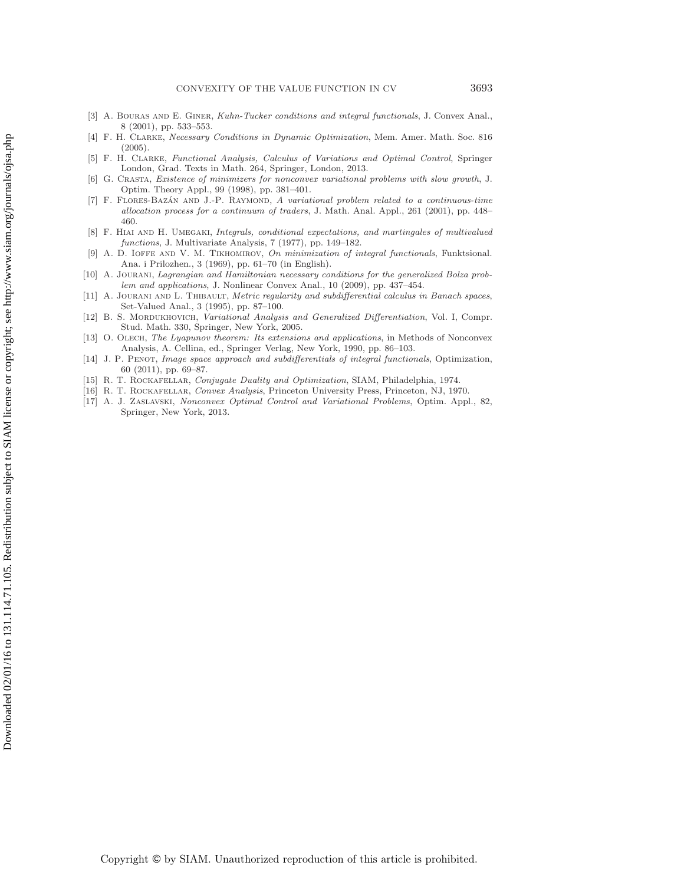[3] A. Bouras and E. Giner, *Kuhn-Tucker conditions and integral functionals*, J. Convex Anal., 8 (2001), pp. 533–553.

[4] F. H. Clarke, *Necessary Conditions in Dynamic Optimization*, Mem. Amer. Math. Soc. 816 (2005).

[5] F. H. Clarke, *Functional Analysis, Calculus of Variations and Optimal Control*, Springer London, Grad. Texts in Math. 264, Springer, London, 2013.

[6] G. Crasta, *Existence of minimizers for nonconvex variational problems with slow growth*, J. Optim. Theory Appl., 99 (1998), pp. 381–401.

[7] F. Flores-Bazán and J.-P. Raymond, *A variational problem related to a continuous-time allocation process for a continuum of traders*, J. Math. Anal. Appl., 261 (2001), pp. 448–460.

[8] F. Hiai and H. Umegaki, *Integrals, conditional expectations, and martingales of multivalued functions*, J. Multivariate Analysis, 7 (1977), pp. 149–182.

[9] A. D. Ioffe and V. M. Tikhomirov, *On minimization of integral functionals*, Funktsional. Ana. i Prilozhen., 3 (1969), pp. 61–70 (in English).

[10] A. Jourani, *Lagrangian and Hamiltonian necessary conditions for the generalized Bolza problem and applications*, J. Nonlinear Convex Anal., 10 (2009), pp. 437–454.

[11] A. Jourani and L. Thibault, *Metric regularity and subdifferential calculus in Banach spaces*, Set-Valued Anal., 3 (1995), pp. 87–100.

[12] B. S. Mordukhovich, *Variational Analysis and Generalized Differentiation*, Vol. I, Compr. Stud. Math. 330, Springer, New York, 2005.

[13] O. Olech, *The Lyapunov theorem: Its extensions and applications*, in Methods of Nonconvex Analysis, A. Cellina, ed., Springer Verlag, New York, 1990, pp. 86–103.

[14] J. P. Penot, *Image space approach and subdifferentials of integral functionals*, Optimization, 60 (2011), pp. 69–87.

[15] R. T. Rockafellar, *Conjugate Duality and Optimization*, SIAM, Philadelphia, 1974.

[16] R. T. Rockafellar, *Convex Analysis*, Princeton University Press, Princeton, NJ, 1970.

[17] A. J. Zaslavski, *Nonconvex Optimal Control and Variational Problems*, Optim. Appl., 82, Springer, New York, 2013.